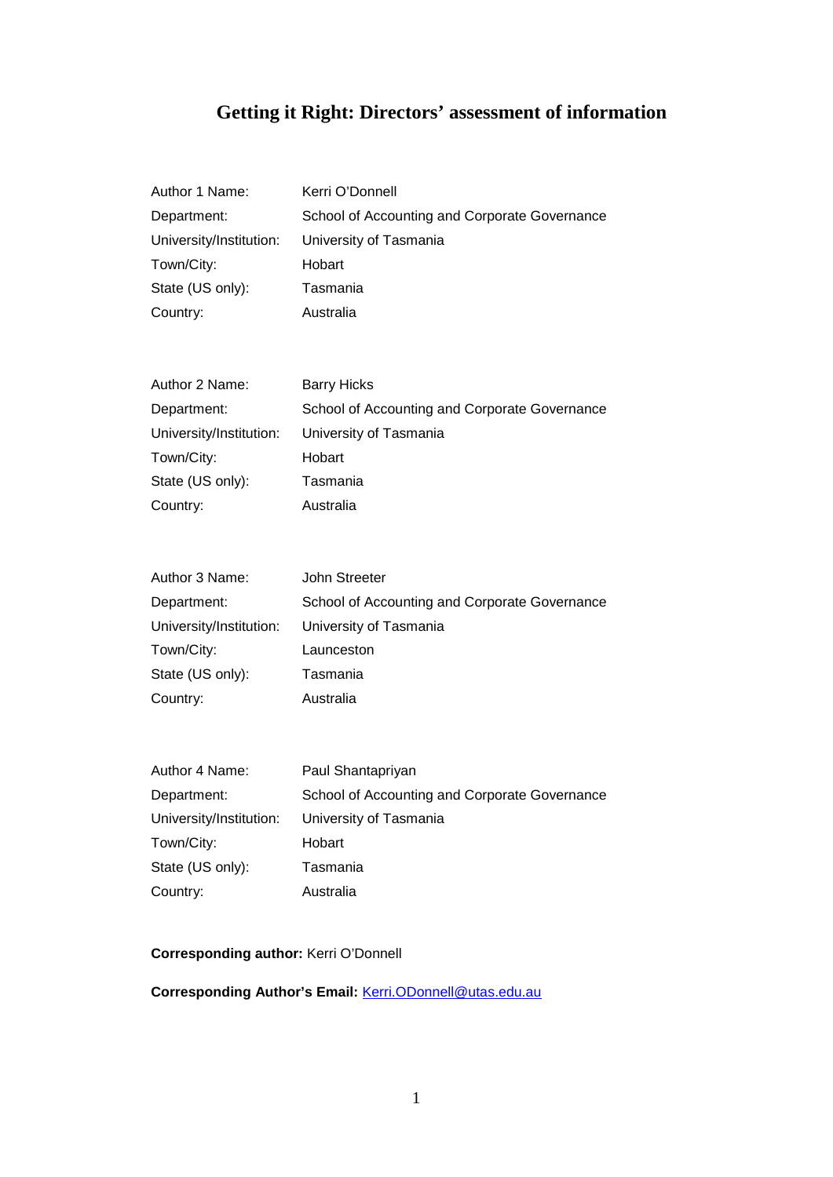# Getting it Right: Directors' assessment of information

| | |
|---|---|
| Author 1 Name: | Kerri O'Donnell |
| Department: | School of Accounting and Corporate Governance |
| University/Institution: | University of Tasmania |
| Town/City: | Hobart |
| State (US only): | Tasmania |
| Country: | Australia |

| | |
|---|---|
| Author 2 Name: | Barry Hicks |
| Department: | School of Accounting and Corporate Governance |
| University/Institution: | University of Tasmania |
| Town/City: | Hobart |
| State (US only): | Tasmania |
| Country: | Australia |

| | |
|---|---|
| Author 3 Name: | John Streeter |
| Department: | School of Accounting and Corporate Governance |
| University/Institution: | University of Tasmania |
| Town/City: | Launceston |
| State (US only): | Tasmania |
| Country: | Australia |

| | |
|---|---|
| Author 4 Name: | Paul Shantapriyan |
| Department: | School of Accounting and Corporate Governance |
| University/Institution: | University of Tasmania |
| Town/City: | Hobart |
| State (US only): | Tasmania |
| Country: | Australia |

**Corresponding author:** Kerri O'Donnell

**Corresponding Author's Email:** Kerri.ODonnell@utas.edu.au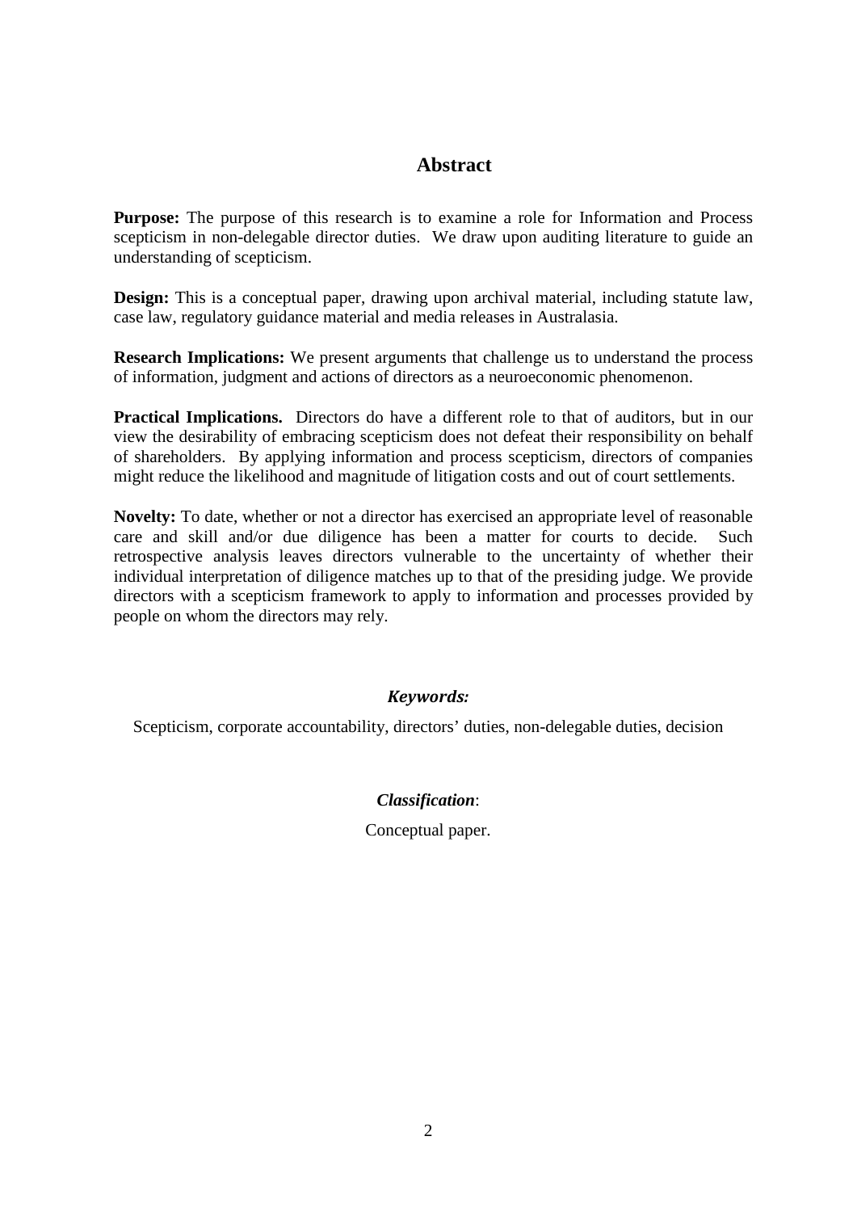## Abstract

**Purpose:** The purpose of this research is to examine a role for Information and Process scepticism in non-delegable director duties. We draw upon auditing literature to guide an understanding of scepticism.

**Design:** This is a conceptual paper, drawing upon archival material, including statute law, case law, regulatory guidance material and media releases in Australasia.

**Research Implications:** We present arguments that challenge us to understand the process of information, judgment and actions of directors as a neuroeconomic phenomenon.

**Practical Implications.** Directors do have a different role to that of auditors, but in our view the desirability of embracing scepticism does not defeat their responsibility on behalf of shareholders. By applying information and process scepticism, directors of companies might reduce the likelihood and magnitude of litigation costs and out of court settlements.

**Novelty:** To date, whether or not a director has exercised an appropriate level of reasonable care and skill and/or due diligence has been a matter for courts to decide. Such retrospective analysis leaves directors vulnerable to the uncertainty of whether their individual interpretation of diligence matches up to that of the presiding judge. We provide directors with a scepticism framework to apply to information and processes provided by people on whom the directors may rely.

***Keywords:***

Scepticism, corporate accountability, directors' duties, non-delegable duties, decision

***Classification***:

Conceptual paper.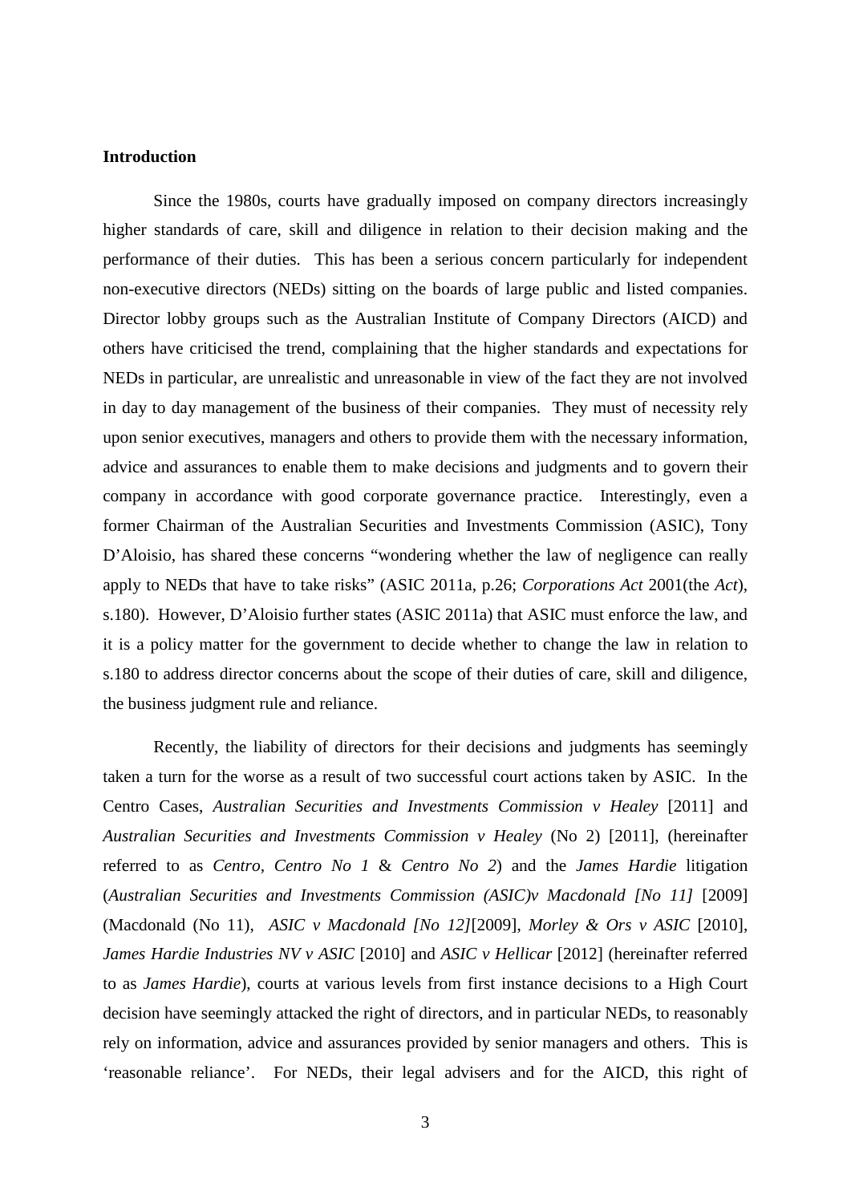**Introduction**

Since the 1980s, courts have gradually imposed on company directors increasingly higher standards of care, skill and diligence in relation to their decision making and the performance of their duties. This has been a serious concern particularly for independent non-executive directors (NEDs) sitting on the boards of large public and listed companies. Director lobby groups such as the Australian Institute of Company Directors (AICD) and others have criticised the trend, complaining that the higher standards and expectations for NEDs in particular, are unrealistic and unreasonable in view of the fact they are not involved in day to day management of the business of their companies. They must of necessity rely upon senior executives, managers and others to provide them with the necessary information, advice and assurances to enable them to make decisions and judgments and to govern their company in accordance with good corporate governance practice. Interestingly, even a former Chairman of the Australian Securities and Investments Commission (ASIC), Tony D'Aloisio, has shared these concerns "wondering whether the law of negligence can really apply to NEDs that have to take risks" (ASIC 2011a, p.26; *Corporations Act* 2001(the *Act*), s.180). However, D'Aloisio further states (ASIC 2011a) that ASIC must enforce the law, and it is a policy matter for the government to decide whether to change the law in relation to s.180 to address director concerns about the scope of their duties of care, skill and diligence, the business judgment rule and reliance.

Recently, the liability of directors for their decisions and judgments has seemingly taken a turn for the worse as a result of two successful court actions taken by ASIC. In the Centro Cases, *Australian Securities and Investments Commission v Healey* [2011] and *Australian Securities and Investments Commission v Healey* (No 2) [2011], (hereinafter referred to as *Centro*, *Centro No 1* & *Centro No 2*) and the *James Hardie* litigation (*Australian Securities and Investments Commission (ASIC)v Macdonald [No 11]* [2009] (Macdonald (No 11), *ASIC v Macdonald [No 12]*[2009], *Morley & Ors v ASIC* [2010], *James Hardie Industries NV v ASIC* [2010] and *ASIC v Hellicar* [2012] (hereinafter referred to as *James Hardie*), courts at various levels from first instance decisions to a High Court decision have seemingly attacked the right of directors, and in particular NEDs, to reasonably rely on information, advice and assurances provided by senior managers and others. This is 'reasonable reliance'. For NEDs, their legal advisers and for the AICD, this right of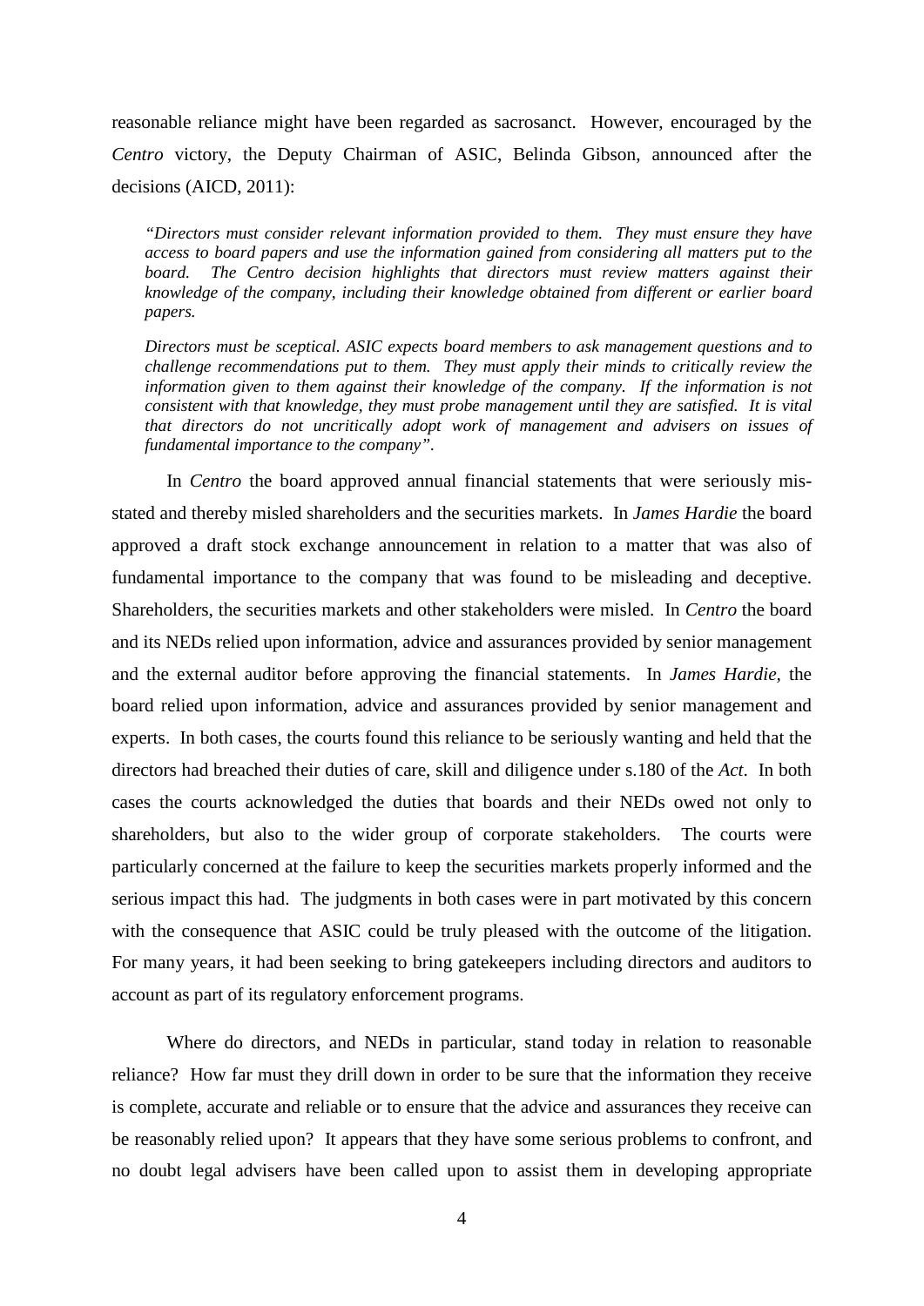reasonable reliance might have been regarded as sacrosanct. However, encouraged by the *Centro* victory, the Deputy Chairman of ASIC, Belinda Gibson, announced after the decisions (AICD, 2011):

> *"Directors must consider relevant information provided to them. They must ensure they have access to board papers and use the information gained from considering all matters put to the board. The Centro decision highlights that directors must review matters against their knowledge of the company, including their knowledge obtained from different or earlier board papers.*
>
> *Directors must be sceptical. ASIC expects board members to ask management questions and to challenge recommendations put to them. They must apply their minds to critically review the information given to them against their knowledge of the company. If the information is not consistent with that knowledge, they must probe management until they are satisfied. It is vital that directors do not uncritically adopt work of management and advisers on issues of fundamental importance to the company".*

In *Centro* the board approved annual financial statements that were seriously mis-stated and thereby misled shareholders and the securities markets. In *James Hardie* the board approved a draft stock exchange announcement in relation to a matter that was also of fundamental importance to the company that was found to be misleading and deceptive. Shareholders, the securities markets and other stakeholders were misled. In *Centro* the board and its NEDs relied upon information, advice and assurances provided by senior management and the external auditor before approving the financial statements. In *James Hardie*, the board relied upon information, advice and assurances provided by senior management and experts. In both cases, the courts found this reliance to be seriously wanting and held that the directors had breached their duties of care, skill and diligence under s.180 of the *Act*. In both cases the courts acknowledged the duties that boards and their NEDs owed not only to shareholders, but also to the wider group of corporate stakeholders. The courts were particularly concerned at the failure to keep the securities markets properly informed and the serious impact this had. The judgments in both cases were in part motivated by this concern with the consequence that ASIC could be truly pleased with the outcome of the litigation. For many years, it had been seeking to bring gatekeepers including directors and auditors to account as part of its regulatory enforcement programs.

Where do directors, and NEDs in particular, stand today in relation to reasonable reliance? How far must they drill down in order to be sure that the information they receive is complete, accurate and reliable or to ensure that the advice and assurances they receive can be reasonably relied upon? It appears that they have some serious problems to confront, and no doubt legal advisers have been called upon to assist them in developing appropriate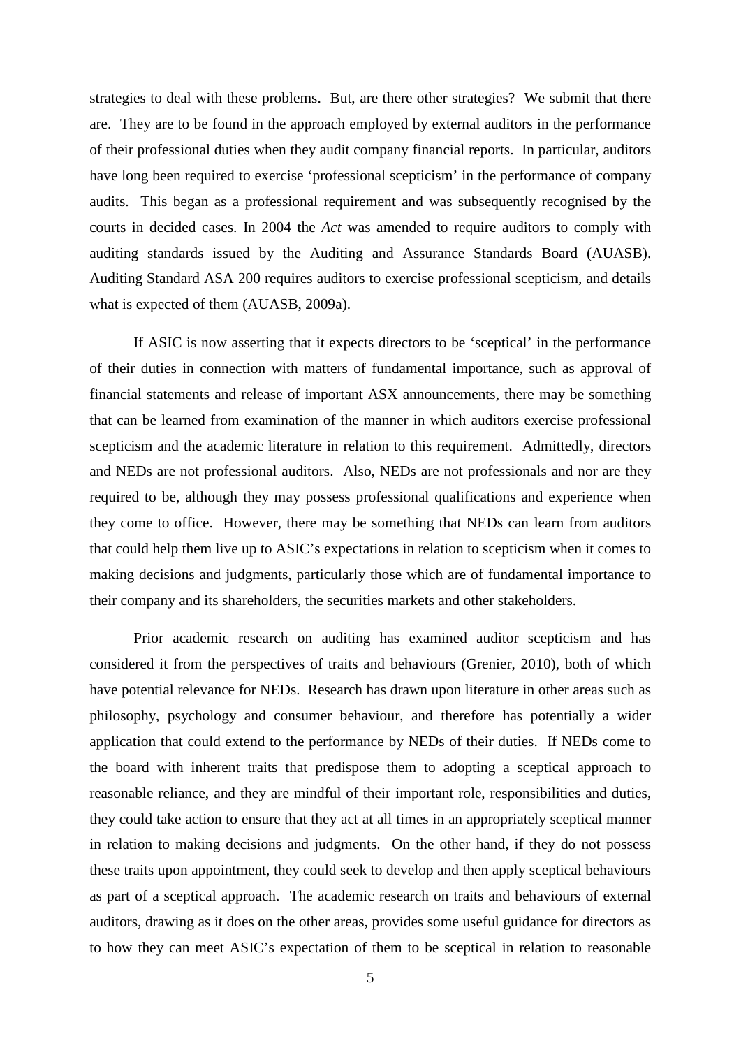strategies to deal with these problems. But, are there other strategies? We submit that there are. They are to be found in the approach employed by external auditors in the performance of their professional duties when they audit company financial reports. In particular, auditors have long been required to exercise 'professional scepticism' in the performance of company audits. This began as a professional requirement and was subsequently recognised by the courts in decided cases. In 2004 the *Act* was amended to require auditors to comply with auditing standards issued by the Auditing and Assurance Standards Board (AUASB). Auditing Standard ASA 200 requires auditors to exercise professional scepticism, and details what is expected of them (AUASB, 2009a).

If ASIC is now asserting that it expects directors to be 'sceptical' in the performance of their duties in connection with matters of fundamental importance, such as approval of financial statements and release of important ASX announcements, there may be something that can be learned from examination of the manner in which auditors exercise professional scepticism and the academic literature in relation to this requirement. Admittedly, directors and NEDs are not professional auditors. Also, NEDs are not professionals and nor are they required to be, although they may possess professional qualifications and experience when they come to office. However, there may be something that NEDs can learn from auditors that could help them live up to ASIC's expectations in relation to scepticism when it comes to making decisions and judgments, particularly those which are of fundamental importance to their company and its shareholders, the securities markets and other stakeholders.

Prior academic research on auditing has examined auditor scepticism and has considered it from the perspectives of traits and behaviours (Grenier, 2010), both of which have potential relevance for NEDs. Research has drawn upon literature in other areas such as philosophy, psychology and consumer behaviour, and therefore has potentially a wider application that could extend to the performance by NEDs of their duties. If NEDs come to the board with inherent traits that predispose them to adopting a sceptical approach to reasonable reliance, and they are mindful of their important role, responsibilities and duties, they could take action to ensure that they act at all times in an appropriately sceptical manner in relation to making decisions and judgments. On the other hand, if they do not possess these traits upon appointment, they could seek to develop and then apply sceptical behaviours as part of a sceptical approach. The academic research on traits and behaviours of external auditors, drawing as it does on the other areas, provides some useful guidance for directors as to how they can meet ASIC's expectation of them to be sceptical in relation to reasonable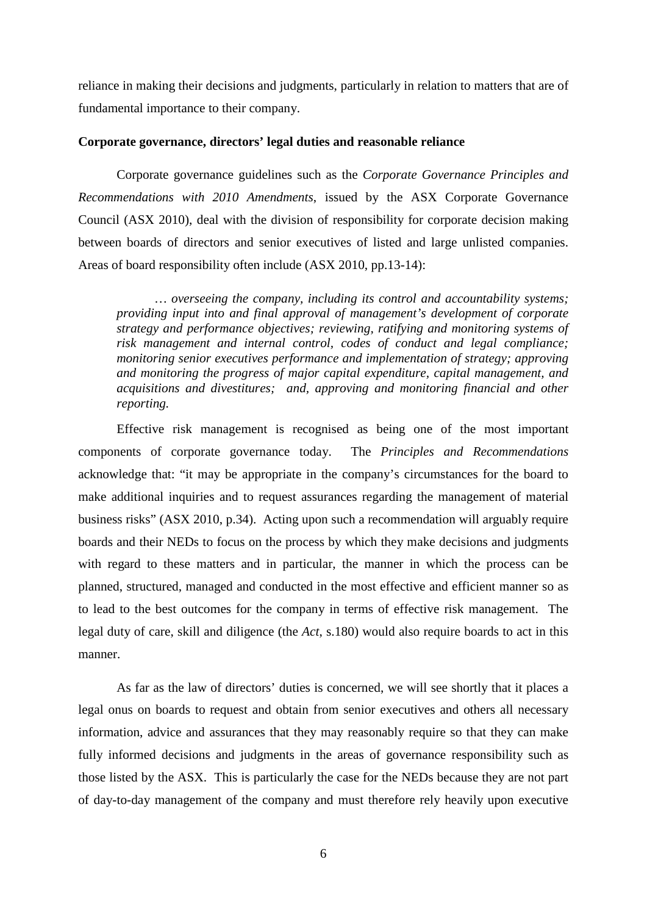reliance in making their decisions and judgments, particularly in relation to matters that are of fundamental importance to their company.

**Corporate governance, directors' legal duties and reasonable reliance**

Corporate governance guidelines such as the *Corporate Governance Principles and Recommendations with 2010 Amendments*, issued by the ASX Corporate Governance Council (ASX 2010), deal with the division of responsibility for corporate decision making between boards of directors and senior executives of listed and large unlisted companies. Areas of board responsibility often include (ASX 2010, pp.13-14):

> *… overseeing the company, including its control and accountability systems; providing input into and final approval of management's development of corporate strategy and performance objectives; reviewing, ratifying and monitoring systems of risk management and internal control, codes of conduct and legal compliance; monitoring senior executives performance and implementation of strategy; approving and monitoring the progress of major capital expenditure, capital management, and acquisitions and divestitures; and, approving and monitoring financial and other reporting.*

Effective risk management is recognised as being one of the most important components of corporate governance today. The *Principles and Recommendations* acknowledge that: "it may be appropriate in the company's circumstances for the board to make additional inquiries and to request assurances regarding the management of material business risks" (ASX 2010, p.34). Acting upon such a recommendation will arguably require boards and their NEDs to focus on the process by which they make decisions and judgments with regard to these matters and in particular, the manner in which the process can be planned, structured, managed and conducted in the most effective and efficient manner so as to lead to the best outcomes for the company in terms of effective risk management. The legal duty of care, skill and diligence (the *Act*, s.180) would also require boards to act in this manner.

As far as the law of directors' duties is concerned, we will see shortly that it places a legal onus on boards to request and obtain from senior executives and others all necessary information, advice and assurances that they may reasonably require so that they can make fully informed decisions and judgments in the areas of governance responsibility such as those listed by the ASX. This is particularly the case for the NEDs because they are not part of day-to-day management of the company and must therefore rely heavily upon executive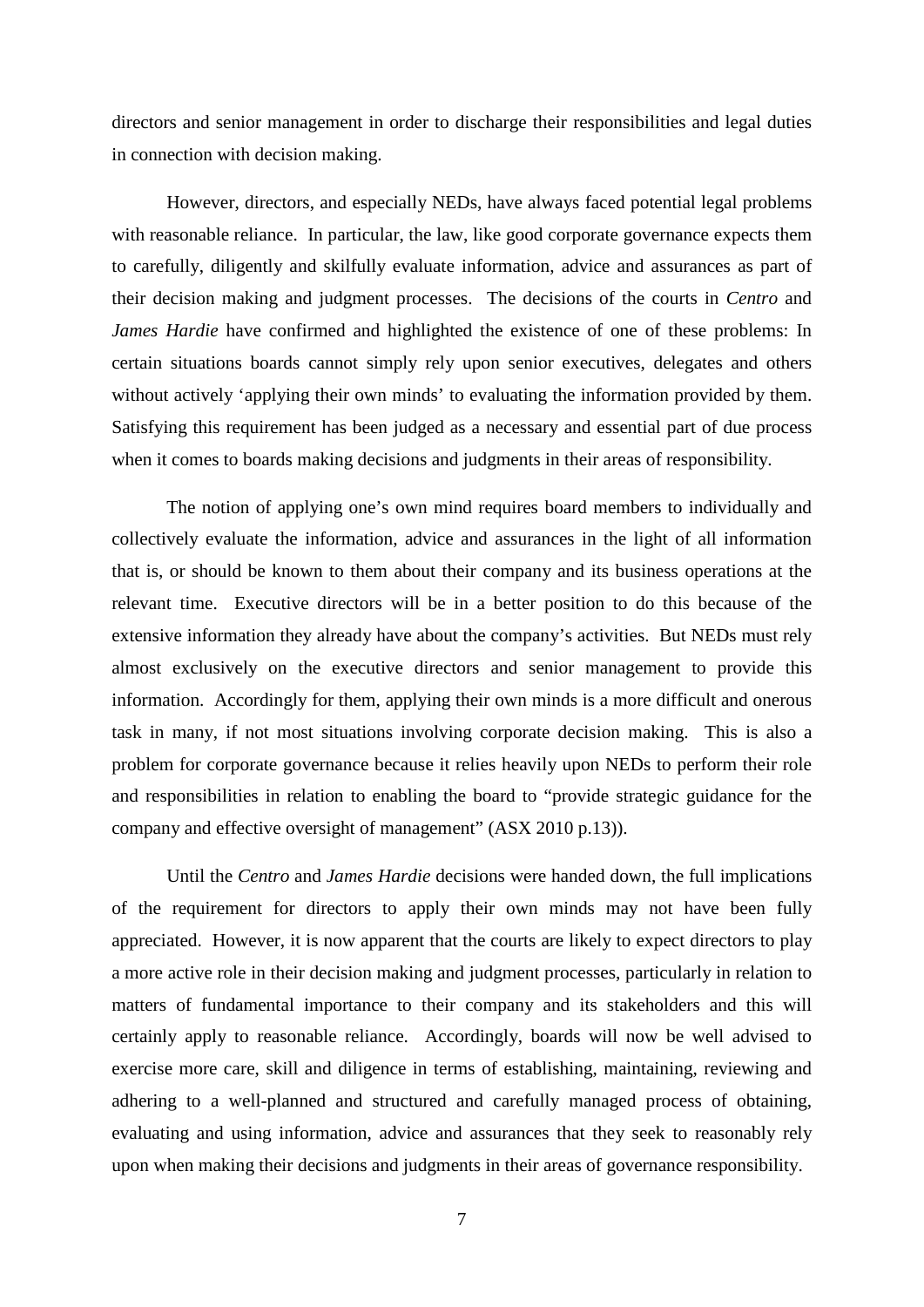directors and senior management in order to discharge their responsibilities and legal duties in connection with decision making.

However, directors, and especially NEDs, have always faced potential legal problems with reasonable reliance. In particular, the law, like good corporate governance expects them to carefully, diligently and skilfully evaluate information, advice and assurances as part of their decision making and judgment processes. The decisions of the courts in *Centro* and *James Hardie* have confirmed and highlighted the existence of one of these problems: In certain situations boards cannot simply rely upon senior executives, delegates and others without actively 'applying their own minds' to evaluating the information provided by them. Satisfying this requirement has been judged as a necessary and essential part of due process when it comes to boards making decisions and judgments in their areas of responsibility.

The notion of applying one's own mind requires board members to individually and collectively evaluate the information, advice and assurances in the light of all information that is, or should be known to them about their company and its business operations at the relevant time. Executive directors will be in a better position to do this because of the extensive information they already have about the company's activities. But NEDs must rely almost exclusively on the executive directors and senior management to provide this information. Accordingly for them, applying their own minds is a more difficult and onerous task in many, if not most situations involving corporate decision making. This is also a problem for corporate governance because it relies heavily upon NEDs to perform their role and responsibilities in relation to enabling the board to "provide strategic guidance for the company and effective oversight of management" (ASX 2010 p.13)).

Until the *Centro* and *James Hardie* decisions were handed down, the full implications of the requirement for directors to apply their own minds may not have been fully appreciated. However, it is now apparent that the courts are likely to expect directors to play a more active role in their decision making and judgment processes, particularly in relation to matters of fundamental importance to their company and its stakeholders and this will certainly apply to reasonable reliance. Accordingly, boards will now be well advised to exercise more care, skill and diligence in terms of establishing, maintaining, reviewing and adhering to a well-planned and structured and carefully managed process of obtaining, evaluating and using information, advice and assurances that they seek to reasonably rely upon when making their decisions and judgments in their areas of governance responsibility.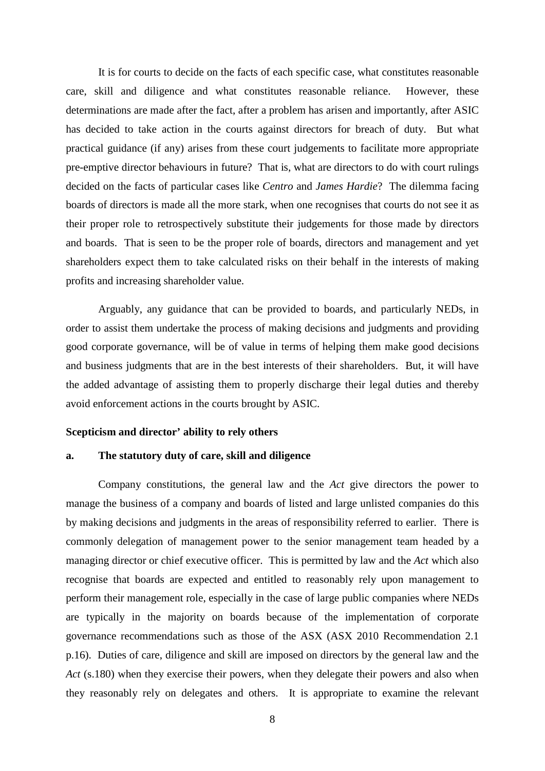It is for courts to decide on the facts of each specific case, what constitutes reasonable care, skill and diligence and what constitutes reasonable reliance. However, these determinations are made after the fact, after a problem has arisen and importantly, after ASIC has decided to take action in the courts against directors for breach of duty. But what practical guidance (if any) arises from these court judgements to facilitate more appropriate pre-emptive director behaviours in future? That is, what are directors to do with court rulings decided on the facts of particular cases like *Centro* and *James Hardie*? The dilemma facing boards of directors is made all the more stark, when one recognises that courts do not see it as their proper role to retrospectively substitute their judgements for those made by directors and boards. That is seen to be the proper role of boards, directors and management and yet shareholders expect them to take calculated risks on their behalf in the interests of making profits and increasing shareholder value.

Arguably, any guidance that can be provided to boards, and particularly NEDs, in order to assist them undertake the process of making decisions and judgments and providing good corporate governance, will be of value in terms of helping them make good decisions and business judgments that are in the best interests of their shareholders. But, it will have the added advantage of assisting them to properly discharge their legal duties and thereby avoid enforcement actions in the courts brought by ASIC.

**Scepticism and director' ability to rely others**

**a. The statutory duty of care, skill and diligence**

Company constitutions, the general law and the *Act* give directors the power to manage the business of a company and boards of listed and large unlisted companies do this by making decisions and judgments in the areas of responsibility referred to earlier. There is commonly delegation of management power to the senior management team headed by a managing director or chief executive officer. This is permitted by law and the *Act* which also recognise that boards are expected and entitled to reasonably rely upon management to perform their management role, especially in the case of large public companies where NEDs are typically in the majority on boards because of the implementation of corporate governance recommendations such as those of the ASX (ASX 2010 Recommendation 2.1 p.16). Duties of care, diligence and skill are imposed on directors by the general law and the *Act* (s.180) when they exercise their powers, when they delegate their powers and also when they reasonably rely on delegates and others. It is appropriate to examine the relevant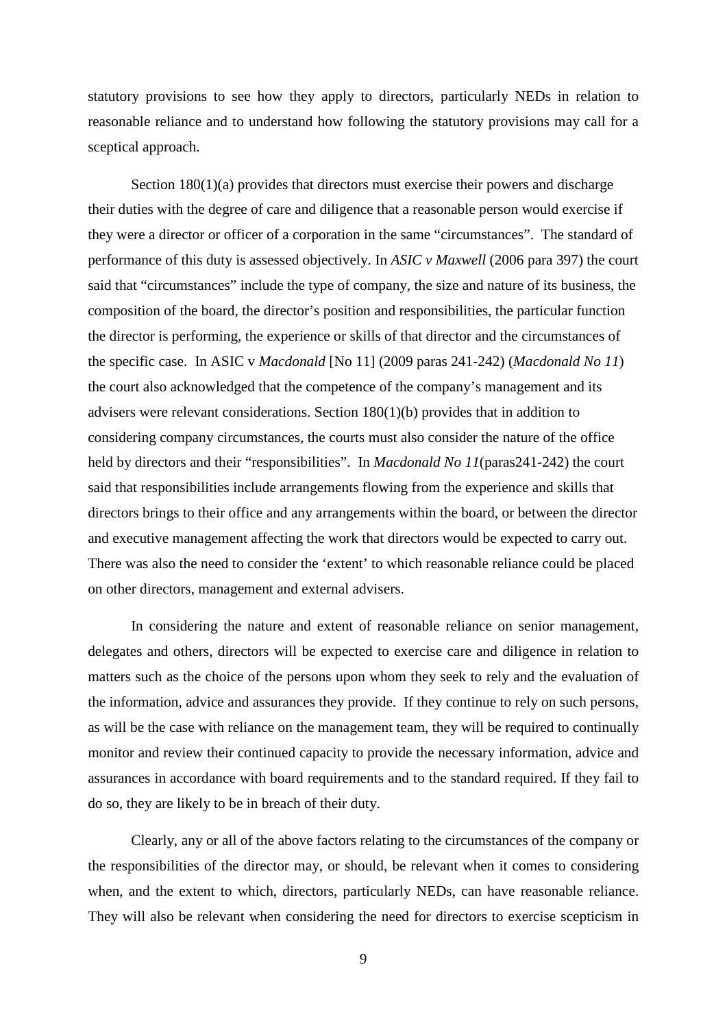statutory provisions to see how they apply to directors, particularly NEDs in relation to reasonable reliance and to understand how following the statutory provisions may call for a sceptical approach.

Section 180(1)(a) provides that directors must exercise their powers and discharge their duties with the degree of care and diligence that a reasonable person would exercise if they were a director or officer of a corporation in the same "circumstances". The standard of performance of this duty is assessed objectively. In *ASIC v Maxwell* (2006 para 397) the court said that "circumstances" include the type of company, the size and nature of its business, the composition of the board, the director's position and responsibilities, the particular function the director is performing, the experience or skills of that director and the circumstances of the specific case. In ASIC v *Macdonald* [No 11] (2009 paras 241-242) (*Macdonald No 11*) the court also acknowledged that the competence of the company's management and its advisers were relevant considerations. Section 180(1)(b) provides that in addition to considering company circumstances, the courts must also consider the nature of the office held by directors and their "responsibilities". In *Macdonald No 11*(paras241-242) the court said that responsibilities include arrangements flowing from the experience and skills that directors brings to their office and any arrangements within the board, or between the director and executive management affecting the work that directors would be expected to carry out. There was also the need to consider the 'extent' to which reasonable reliance could be placed on other directors, management and external advisers.

In considering the nature and extent of reasonable reliance on senior management, delegates and others, directors will be expected to exercise care and diligence in relation to matters such as the choice of the persons upon whom they seek to rely and the evaluation of the information, advice and assurances they provide. If they continue to rely on such persons, as will be the case with reliance on the management team, they will be required to continually monitor and review their continued capacity to provide the necessary information, advice and assurances in accordance with board requirements and to the standard required. If they fail to do so, they are likely to be in breach of their duty.

Clearly, any or all of the above factors relating to the circumstances of the company or the responsibilities of the director may, or should, be relevant when it comes to considering when, and the extent to which, directors, particularly NEDs, can have reasonable reliance. They will also be relevant when considering the need for directors to exercise scepticism in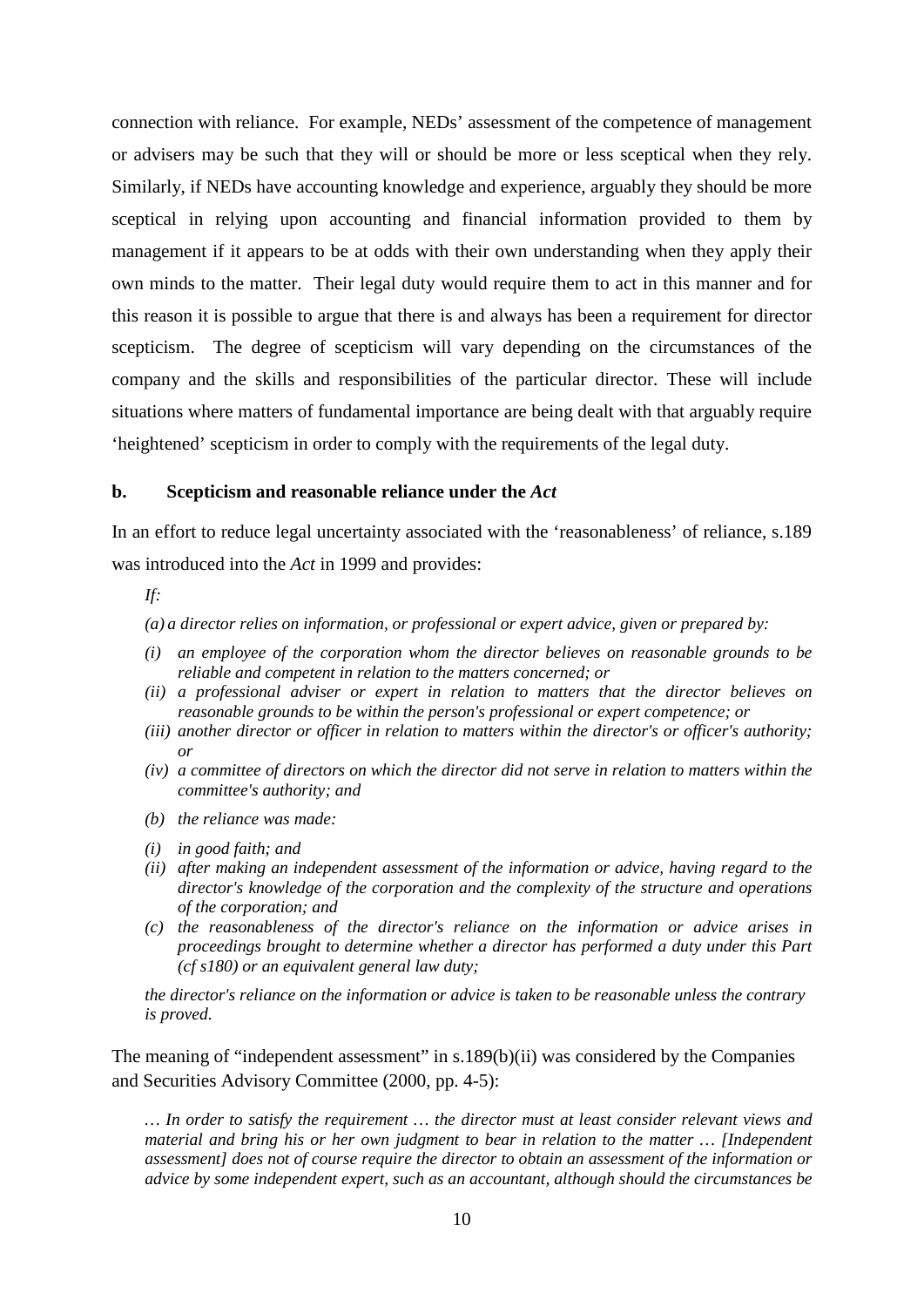connection with reliance. For example, NEDs' assessment of the competence of management or advisers may be such that they will or should be more or less sceptical when they rely. Similarly, if NEDs have accounting knowledge and experience, arguably they should be more sceptical in relying upon accounting and financial information provided to them by management if it appears to be at odds with their own understanding when they apply their own minds to the matter. Their legal duty would require them to act in this manner and for this reason it is possible to argue that there is and always has been a requirement for director scepticism. The degree of scepticism will vary depending on the circumstances of the company and the skills and responsibilities of the particular director. These will include situations where matters of fundamental importance are being dealt with that arguably require 'heightened' scepticism in order to comply with the requirements of the legal duty.

**b. Scepticism and reasonable reliance under the *Act***

In an effort to reduce legal uncertainty associated with the 'reasonableness' of reliance, s.189 was introduced into the *Act* in 1999 and provides:

> *If:*
>
> *(a) a director relies on information, or professional or expert advice, given or prepared by:*
>
> *(i) an employee of the corporation whom the director believes on reasonable grounds to be reliable and competent in relation to the matters concerned; or*
>
> *(ii) a professional adviser or expert in relation to matters that the director believes on reasonable grounds to be within the person's professional or expert competence; or*
>
> *(iii) another director or officer in relation to matters within the director's or officer's authority; or*
>
> *(iv) a committee of directors on which the director did not serve in relation to matters within the committee's authority; and*
>
> *(b) the reliance was made:*
>
> *(i) in good faith; and*
>
> *(ii) after making an independent assessment of the information or advice, having regard to the director's knowledge of the corporation and the complexity of the structure and operations of the corporation; and*
>
> *(c) the reasonableness of the director's reliance on the information or advice arises in proceedings brought to determine whether a director has performed a duty under this Part (cf s180) or an equivalent general law duty;*
>
> *the director's reliance on the information or advice is taken to be reasonable unless the contrary is proved.*

The meaning of "independent assessment" in s.189(b)(ii) was considered by the Companies and Securities Advisory Committee (2000, pp. 4-5):

> *… In order to satisfy the requirement … the director must at least consider relevant views and material and bring his or her own judgment to bear in relation to the matter … [Independent assessment] does not of course require the director to obtain an assessment of the information or advice by some independent expert, such as an accountant, although should the circumstances be*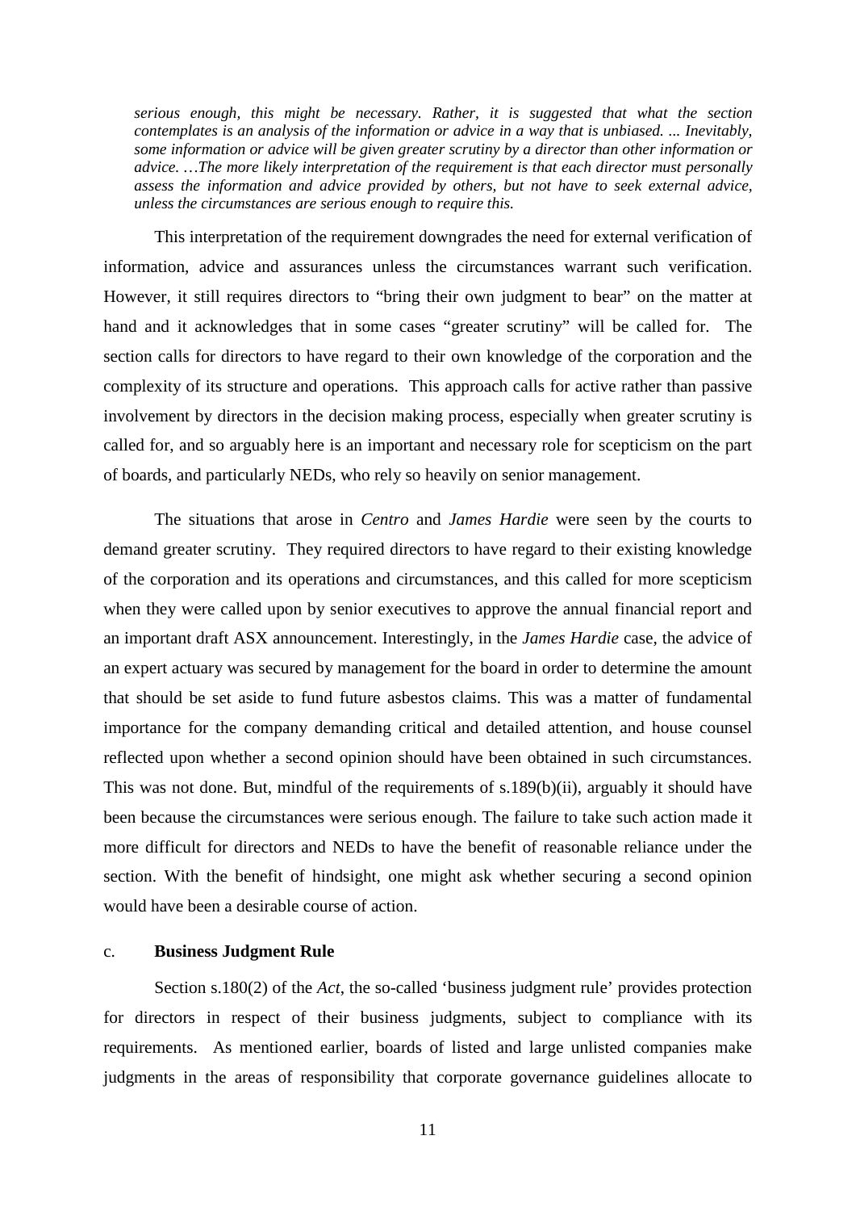*serious enough, this might be necessary. Rather, it is suggested that what the section contemplates is an analysis of the information or advice in a way that is unbiased. ... Inevitably, some information or advice will be given greater scrutiny by a director than other information or advice. …The more likely interpretation of the requirement is that each director must personally assess the information and advice provided by others, but not have to seek external advice, unless the circumstances are serious enough to require this.*

This interpretation of the requirement downgrades the need for external verification of information, advice and assurances unless the circumstances warrant such verification. However, it still requires directors to "bring their own judgment to bear" on the matter at hand and it acknowledges that in some cases "greater scrutiny" will be called for. The section calls for directors to have regard to their own knowledge of the corporation and the complexity of its structure and operations. This approach calls for active rather than passive involvement by directors in the decision making process, especially when greater scrutiny is called for, and so arguably here is an important and necessary role for scepticism on the part of boards, and particularly NEDs, who rely so heavily on senior management.

The situations that arose in *Centro* and *James Hardie* were seen by the courts to demand greater scrutiny. They required directors to have regard to their existing knowledge of the corporation and its operations and circumstances, and this called for more scepticism when they were called upon by senior executives to approve the annual financial report and an important draft ASX announcement. Interestingly, in the *James Hardie* case, the advice of an expert actuary was secured by management for the board in order to determine the amount that should be set aside to fund future asbestos claims. This was a matter of fundamental importance for the company demanding critical and detailed attention, and house counsel reflected upon whether a second opinion should have been obtained in such circumstances. This was not done. But, mindful of the requirements of s.189(b)(ii), arguably it should have been because the circumstances were serious enough. The failure to take such action made it more difficult for directors and NEDs to have the benefit of reasonable reliance under the section. With the benefit of hindsight, one might ask whether securing a second opinion would have been a desirable course of action.

### c. **Business Judgment Rule**

Section s.180(2) of the *Act*, the so-called 'business judgment rule' provides protection for directors in respect of their business judgments, subject to compliance with its requirements. As mentioned earlier, boards of listed and large unlisted companies make judgments in the areas of responsibility that corporate governance guidelines allocate to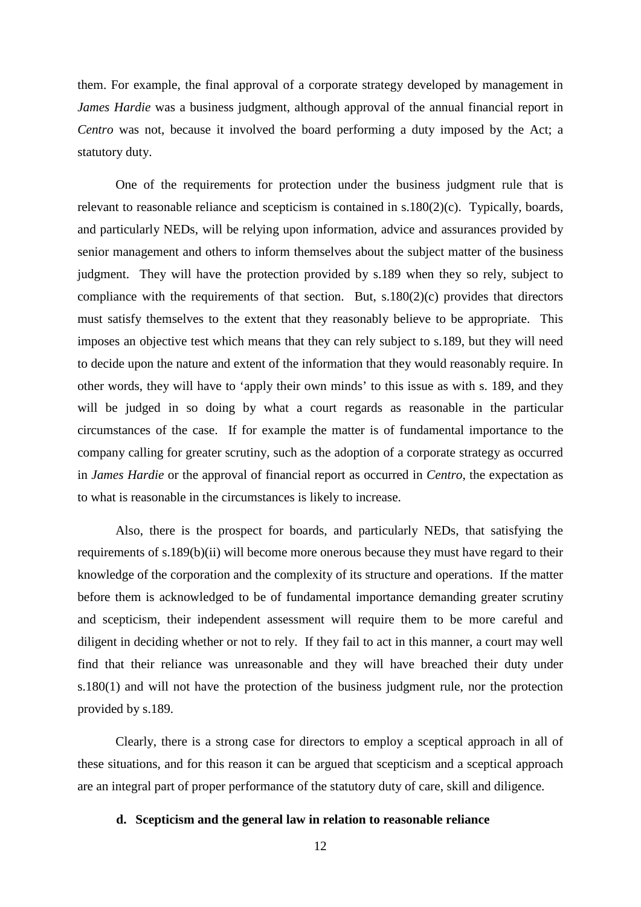them. For example, the final approval of a corporate strategy developed by management in *James Hardie* was a business judgment, although approval of the annual financial report in *Centro* was not, because it involved the board performing a duty imposed by the Act; a statutory duty.

One of the requirements for protection under the business judgment rule that is relevant to reasonable reliance and scepticism is contained in s.180(2)(c). Typically, boards, and particularly NEDs, will be relying upon information, advice and assurances provided by senior management and others to inform themselves about the subject matter of the business judgment. They will have the protection provided by s.189 when they so rely, subject to compliance with the requirements of that section. But, s.180(2)(c) provides that directors must satisfy themselves to the extent that they reasonably believe to be appropriate. This imposes an objective test which means that they can rely subject to s.189, but they will need to decide upon the nature and extent of the information that they would reasonably require. In other words, they will have to 'apply their own minds' to this issue as with s. 189, and they will be judged in so doing by what a court regards as reasonable in the particular circumstances of the case. If for example the matter is of fundamental importance to the company calling for greater scrutiny, such as the adoption of a corporate strategy as occurred in *James Hardie* or the approval of financial report as occurred in *Centro*, the expectation as to what is reasonable in the circumstances is likely to increase.

Also, there is the prospect for boards, and particularly NEDs, that satisfying the requirements of s.189(b)(ii) will become more onerous because they must have regard to their knowledge of the corporation and the complexity of its structure and operations. If the matter before them is acknowledged to be of fundamental importance demanding greater scrutiny and scepticism, their independent assessment will require them to be more careful and diligent in deciding whether or not to rely. If they fail to act in this manner, a court may well find that their reliance was unreasonable and they will have breached their duty under s.180(1) and will not have the protection of the business judgment rule, nor the protection provided by s.189.

Clearly, there is a strong case for directors to employ a sceptical approach in all of these situations, and for this reason it can be argued that scepticism and a sceptical approach are an integral part of proper performance of the statutory duty of care, skill and diligence.

**d. Scepticism and the general law in relation to reasonable reliance**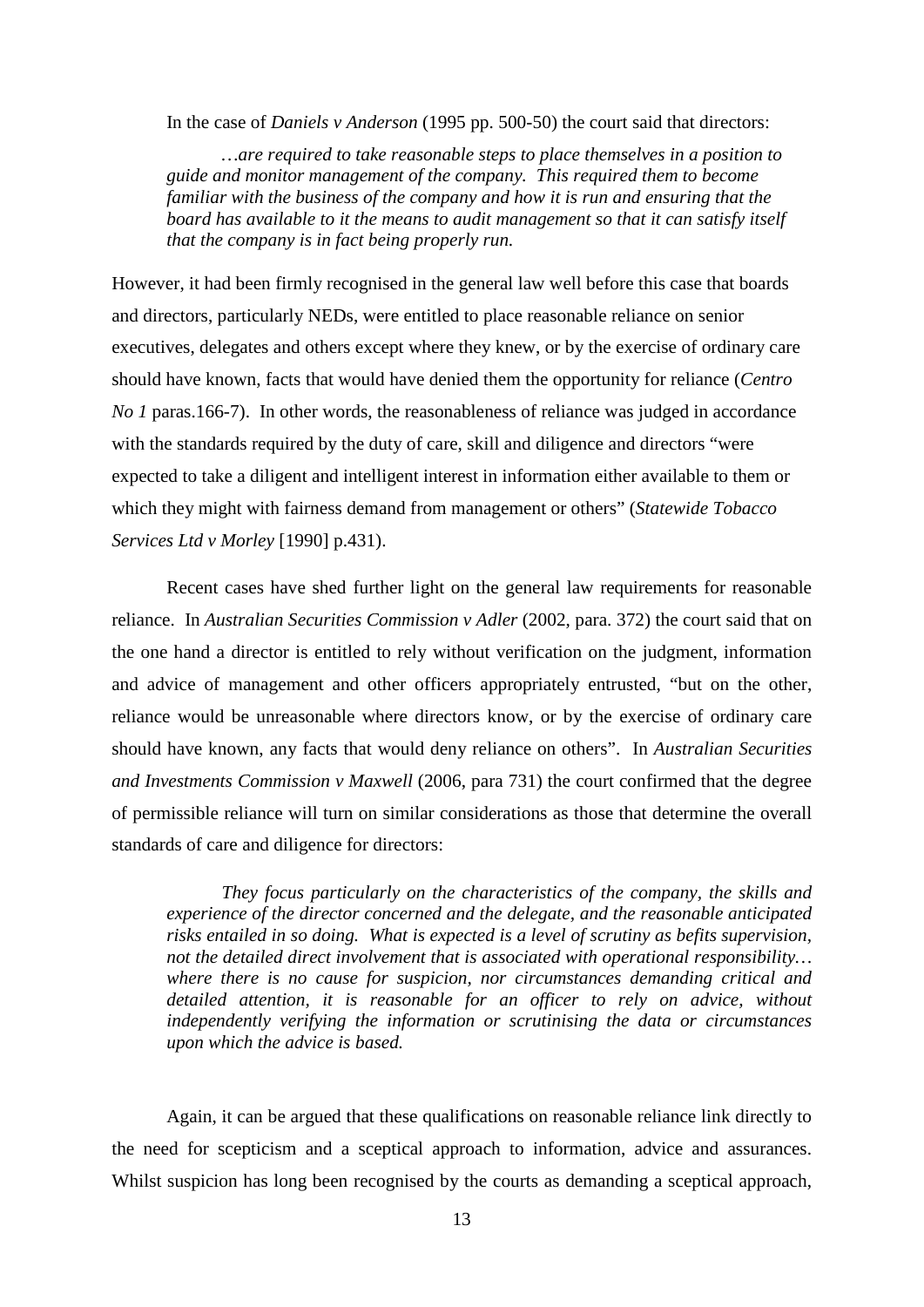In the case of *Daniels v Anderson* (1995 pp. 500-50) the court said that directors:

> *…are required to take reasonable steps to place themselves in a position to guide and monitor management of the company. This required them to become familiar with the business of the company and how it is run and ensuring that the board has available to it the means to audit management so that it can satisfy itself that the company is in fact being properly run.*

However, it had been firmly recognised in the general law well before this case that boards and directors, particularly NEDs, were entitled to place reasonable reliance on senior executives, delegates and others except where they knew, or by the exercise of ordinary care should have known, facts that would have denied them the opportunity for reliance (*Centro No 1* paras.166-7). In other words, the reasonableness of reliance was judged in accordance with the standards required by the duty of care, skill and diligence and directors "were expected to take a diligent and intelligent interest in information either available to them or which they might with fairness demand from management or others" (*Statewide Tobacco Services Ltd v Morley* [1990] p.431).

Recent cases have shed further light on the general law requirements for reasonable reliance. In *Australian Securities Commission v Adler* (2002, para. 372) the court said that on the one hand a director is entitled to rely without verification on the judgment, information and advice of management and other officers appropriately entrusted, "but on the other, reliance would be unreasonable where directors know, or by the exercise of ordinary care should have known, any facts that would deny reliance on others". In *Australian Securities and Investments Commission v Maxwell* (2006, para 731) the court confirmed that the degree of permissible reliance will turn on similar considerations as those that determine the overall standards of care and diligence for directors:

> *They focus particularly on the characteristics of the company, the skills and experience of the director concerned and the delegate, and the reasonable anticipated risks entailed in so doing. What is expected is a level of scrutiny as befits supervision, not the detailed direct involvement that is associated with operational responsibility… where there is no cause for suspicion, nor circumstances demanding critical and detailed attention, it is reasonable for an officer to rely on advice, without independently verifying the information or scrutinising the data or circumstances upon which the advice is based.*

Again, it can be argued that these qualifications on reasonable reliance link directly to the need for scepticism and a sceptical approach to information, advice and assurances. Whilst suspicion has long been recognised by the courts as demanding a sceptical approach,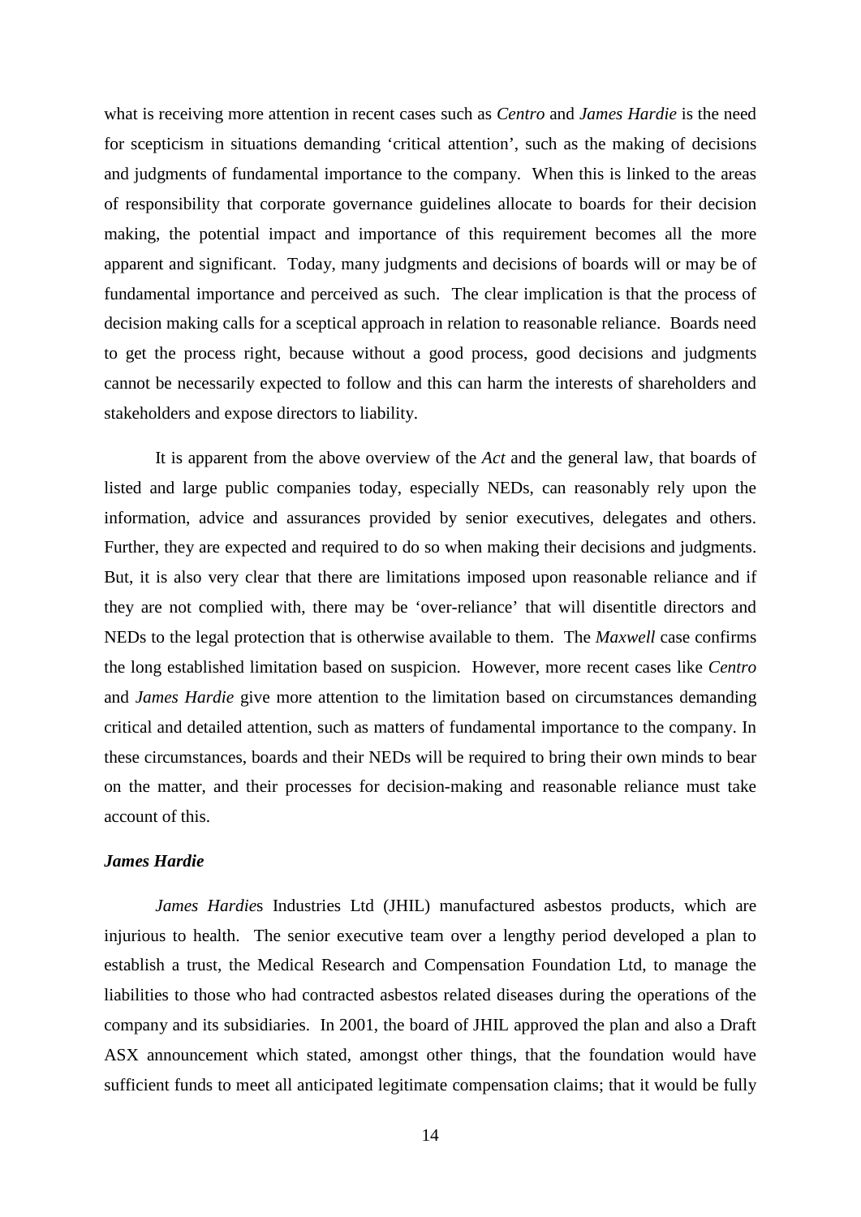what is receiving more attention in recent cases such as *Centro* and *James Hardie* is the need for scepticism in situations demanding 'critical attention', such as the making of decisions and judgments of fundamental importance to the company. When this is linked to the areas of responsibility that corporate governance guidelines allocate to boards for their decision making, the potential impact and importance of this requirement becomes all the more apparent and significant. Today, many judgments and decisions of boards will or may be of fundamental importance and perceived as such. The clear implication is that the process of decision making calls for a sceptical approach in relation to reasonable reliance. Boards need to get the process right, because without a good process, good decisions and judgments cannot be necessarily expected to follow and this can harm the interests of shareholders and stakeholders and expose directors to liability.

It is apparent from the above overview of the *Act* and the general law, that boards of listed and large public companies today, especially NEDs, can reasonably rely upon the information, advice and assurances provided by senior executives, delegates and others. Further, they are expected and required to do so when making their decisions and judgments. But, it is also very clear that there are limitations imposed upon reasonable reliance and if they are not complied with, there may be 'over-reliance' that will disentitle directors and NEDs to the legal protection that is otherwise available to them. The *Maxwell* case confirms the long established limitation based on suspicion. However, more recent cases like *Centro* and *James Hardie* give more attention to the limitation based on circumstances demanding critical and detailed attention, such as matters of fundamental importance to the company. In these circumstances, boards and their NEDs will be required to bring their own minds to bear on the matter, and their processes for decision-making and reasonable reliance must take account of this.

### *James Hardie*

*James Hardie*s Industries Ltd (JHIL) manufactured asbestos products, which are injurious to health. The senior executive team over a lengthy period developed a plan to establish a trust, the Medical Research and Compensation Foundation Ltd, to manage the liabilities to those who had contracted asbestos related diseases during the operations of the company and its subsidiaries. In 2001, the board of JHIL approved the plan and also a Draft ASX announcement which stated, amongst other things, that the foundation would have sufficient funds to meet all anticipated legitimate compensation claims; that it would be fully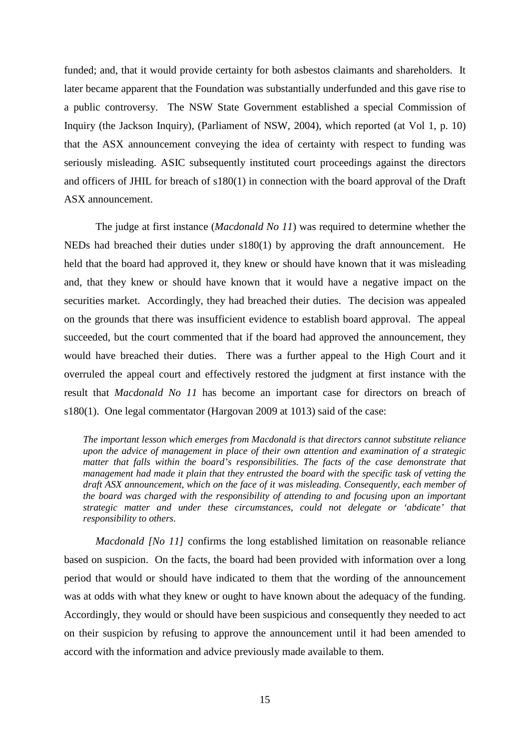funded; and, that it would provide certainty for both asbestos claimants and shareholders. It later became apparent that the Foundation was substantially underfunded and this gave rise to a public controversy. The NSW State Government established a special Commission of Inquiry (the Jackson Inquiry), (Parliament of NSW, 2004), which reported (at Vol 1, p. 10) that the ASX announcement conveying the idea of certainty with respect to funding was seriously misleading. ASIC subsequently instituted court proceedings against the directors and officers of JHIL for breach of s180(1) in connection with the board approval of the Draft ASX announcement.

The judge at first instance (*Macdonald No 11*) was required to determine whether the NEDs had breached their duties under s180(1) by approving the draft announcement. He held that the board had approved it, they knew or should have known that it was misleading and, that they knew or should have known that it would have a negative impact on the securities market. Accordingly, they had breached their duties. The decision was appealed on the grounds that there was insufficient evidence to establish board approval. The appeal succeeded, but the court commented that if the board had approved the announcement, they would have breached their duties. There was a further appeal to the High Court and it overruled the appeal court and effectively restored the judgment at first instance with the result that *Macdonald No 11* has become an important case for directors on breach of s180(1). One legal commentator (Hargovan 2009 at 1013) said of the case:

> *The important lesson which emerges from Macdonald is that directors cannot substitute reliance upon the advice of management in place of their own attention and examination of a strategic matter that falls within the board's responsibilities. The facts of the case demonstrate that management had made it plain that they entrusted the board with the specific task of vetting the draft ASX announcement, which on the face of it was misleading. Consequently, each member of the board was charged with the responsibility of attending to and focusing upon an important strategic matter and under these circumstances, could not delegate or 'abdicate' that responsibility to others.*

*Macdonald [No 11]* confirms the long established limitation on reasonable reliance based on suspicion. On the facts, the board had been provided with information over a long period that would or should have indicated to them that the wording of the announcement was at odds with what they knew or ought to have known about the adequacy of the funding. Accordingly, they would or should have been suspicious and consequently they needed to act on their suspicion by refusing to approve the announcement until it had been amended to accord with the information and advice previously made available to them.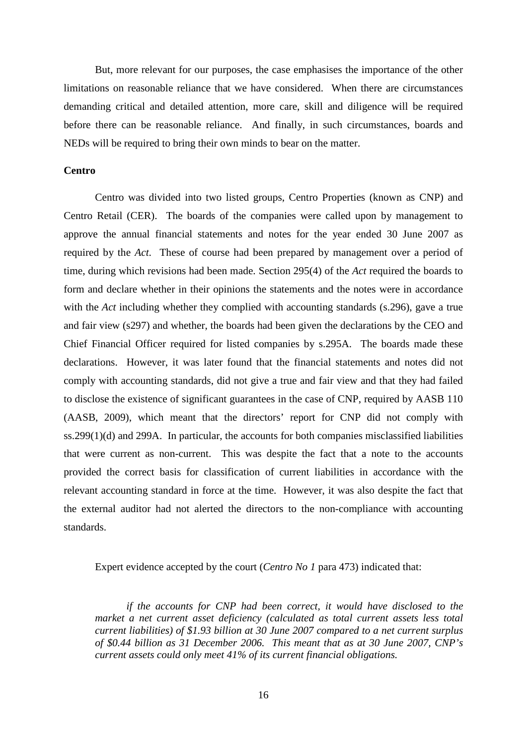But, more relevant for our purposes, the case emphasises the importance of the other limitations on reasonable reliance that we have considered. When there are circumstances demanding critical and detailed attention, more care, skill and diligence will be required before there can be reasonable reliance. And finally, in such circumstances, boards and NEDs will be required to bring their own minds to bear on the matter.

**Centro**

Centro was divided into two listed groups, Centro Properties (known as CNP) and Centro Retail (CER). The boards of the companies were called upon by management to approve the annual financial statements and notes for the year ended 30 June 2007 as required by the *Act*. These of course had been prepared by management over a period of time, during which revisions had been made. Section 295(4) of the *Act* required the boards to form and declare whether in their opinions the statements and the notes were in accordance with the *Act* including whether they complied with accounting standards (s.296), gave a true and fair view (s297) and whether, the boards had been given the declarations by the CEO and Chief Financial Officer required for listed companies by s.295A. The boards made these declarations. However, it was later found that the financial statements and notes did not comply with accounting standards, did not give a true and fair view and that they had failed to disclose the existence of significant guarantees in the case of CNP, required by AASB 110 (AASB, 2009), which meant that the directors' report for CNP did not comply with ss.299(1)(d) and 299A. In particular, the accounts for both companies misclassified liabilities that were current as non-current. This was despite the fact that a note to the accounts provided the correct basis for classification of current liabilities in accordance with the relevant accounting standard in force at the time. However, it was also despite the fact that the external auditor had not alerted the directors to the non-compliance with accounting standards.

Expert evidence accepted by the court (*Centro No 1* para 473) indicated that:

> *if the accounts for CNP had been correct, it would have disclosed to the market a net current asset deficiency (calculated as total current assets less total current liabilities) of $1.93 billion at 30 June 2007 compared to a net current surplus of $0.44 billion as 31 December 2006. This meant that as at 30 June 2007, CNP's current assets could only meet 41% of its current financial obligations.*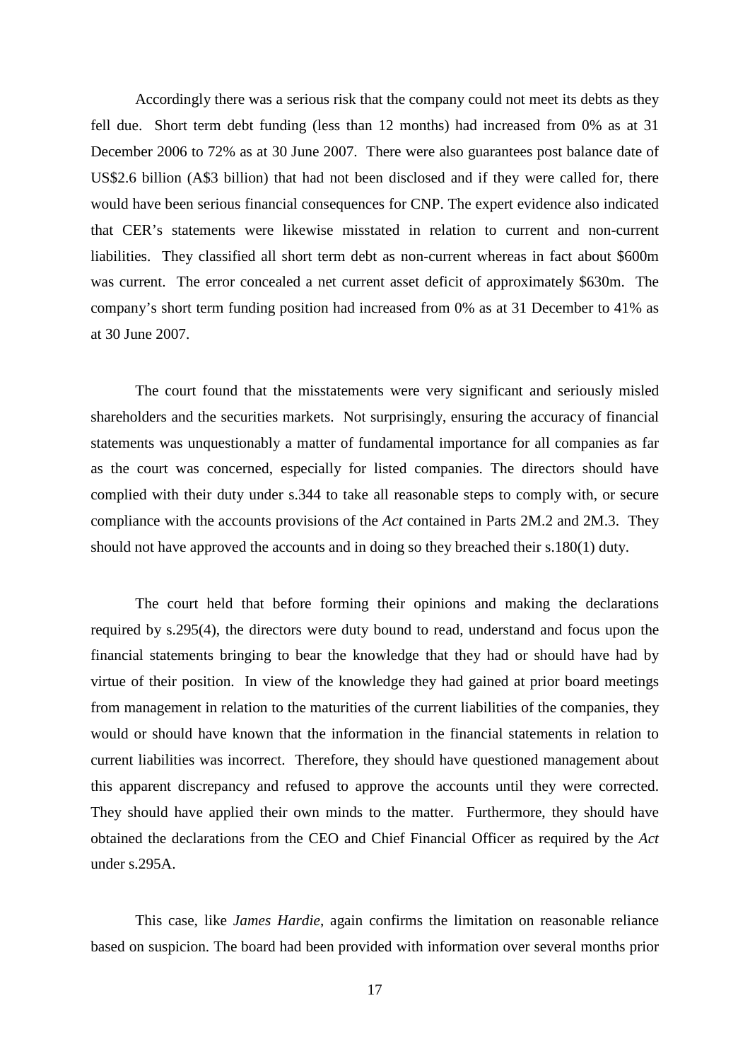Accordingly there was a serious risk that the company could not meet its debts as they fell due. Short term debt funding (less than 12 months) had increased from 0% as at 31 December 2006 to 72% as at 30 June 2007. There were also guarantees post balance date of US$2.6 billion (A$3 billion) that had not been disclosed and if they were called for, there would have been serious financial consequences for CNP. The expert evidence also indicated that CER's statements were likewise misstated in relation to current and non-current liabilities. They classified all short term debt as non-current whereas in fact about $600m was current. The error concealed a net current asset deficit of approximately $630m. The company's short term funding position had increased from 0% as at 31 December to 41% as at 30 June 2007.

The court found that the misstatements were very significant and seriously misled shareholders and the securities markets. Not surprisingly, ensuring the accuracy of financial statements was unquestionably a matter of fundamental importance for all companies as far as the court was concerned, especially for listed companies. The directors should have complied with their duty under s.344 to take all reasonable steps to comply with, or secure compliance with the accounts provisions of the *Act* contained in Parts 2M.2 and 2M.3. They should not have approved the accounts and in doing so they breached their s.180(1) duty.

The court held that before forming their opinions and making the declarations required by s.295(4), the directors were duty bound to read, understand and focus upon the financial statements bringing to bear the knowledge that they had or should have had by virtue of their position. In view of the knowledge they had gained at prior board meetings from management in relation to the maturities of the current liabilities of the companies, they would or should have known that the information in the financial statements in relation to current liabilities was incorrect. Therefore, they should have questioned management about this apparent discrepancy and refused to approve the accounts until they were corrected. They should have applied their own minds to the matter. Furthermore, they should have obtained the declarations from the CEO and Chief Financial Officer as required by the *Act* under s.295A.

This case, like *James Hardie*, again confirms the limitation on reasonable reliance based on suspicion. The board had been provided with information over several months prior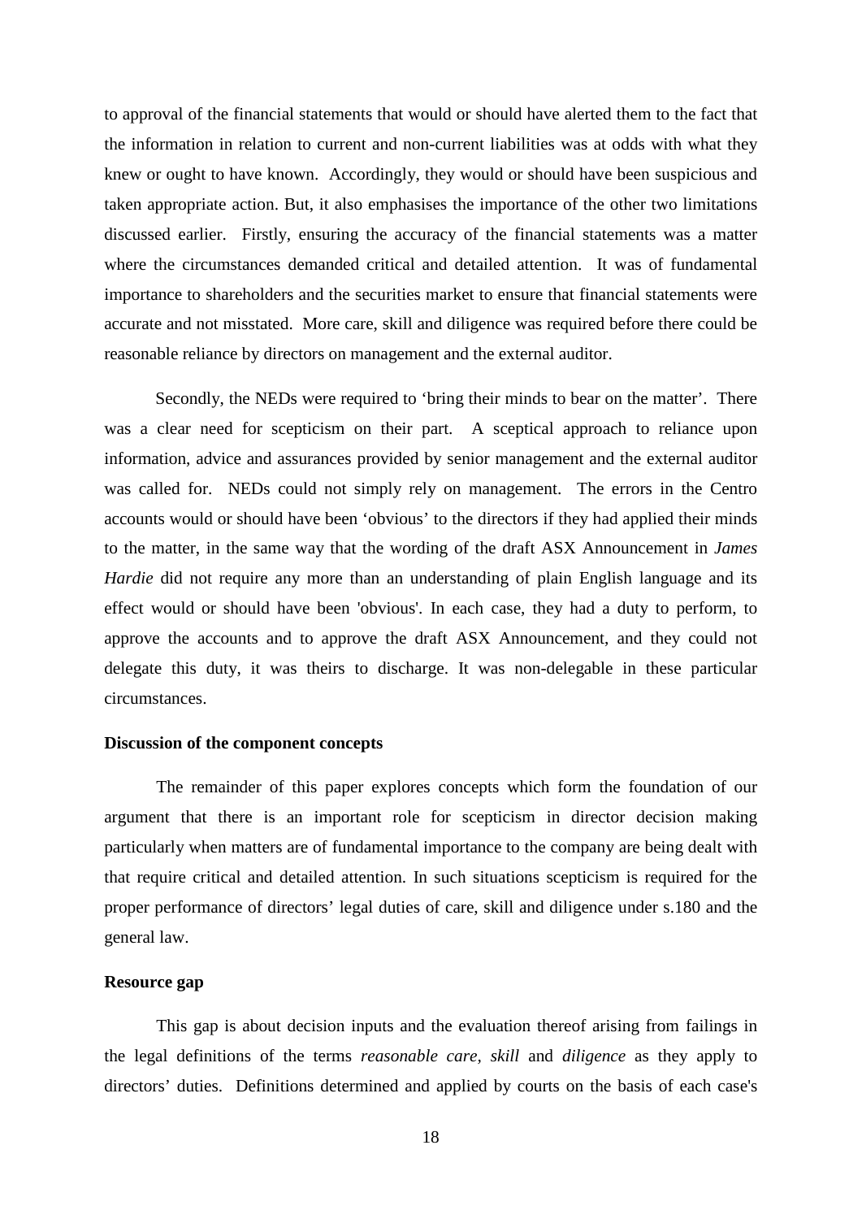to approval of the financial statements that would or should have alerted them to the fact that the information in relation to current and non-current liabilities was at odds with what they knew or ought to have known. Accordingly, they would or should have been suspicious and taken appropriate action. But, it also emphasises the importance of the other two limitations discussed earlier. Firstly, ensuring the accuracy of the financial statements was a matter where the circumstances demanded critical and detailed attention. It was of fundamental importance to shareholders and the securities market to ensure that financial statements were accurate and not misstated. More care, skill and diligence was required before there could be reasonable reliance by directors on management and the external auditor.

Secondly, the NEDs were required to 'bring their minds to bear on the matter'. There was a clear need for scepticism on their part. A sceptical approach to reliance upon information, advice and assurances provided by senior management and the external auditor was called for. NEDs could not simply rely on management. The errors in the Centro accounts would or should have been 'obvious' to the directors if they had applied their minds to the matter, in the same way that the wording of the draft ASX Announcement in *James Hardie* did not require any more than an understanding of plain English language and its effect would or should have been 'obvious'. In each case, they had a duty to perform, to approve the accounts and to approve the draft ASX Announcement, and they could not delegate this duty, it was theirs to discharge. It was non-delegable in these particular circumstances.

**Discussion of the component concepts**

The remainder of this paper explores concepts which form the foundation of our argument that there is an important role for scepticism in director decision making particularly when matters are of fundamental importance to the company are being dealt with that require critical and detailed attention. In such situations scepticism is required for the proper performance of directors' legal duties of care, skill and diligence under s.180 and the general law.

**Resource gap**

This gap is about decision inputs and the evaluation thereof arising from failings in the legal definitions of the terms *reasonable care, skill* and *diligence* as they apply to directors' duties. Definitions determined and applied by courts on the basis of each case's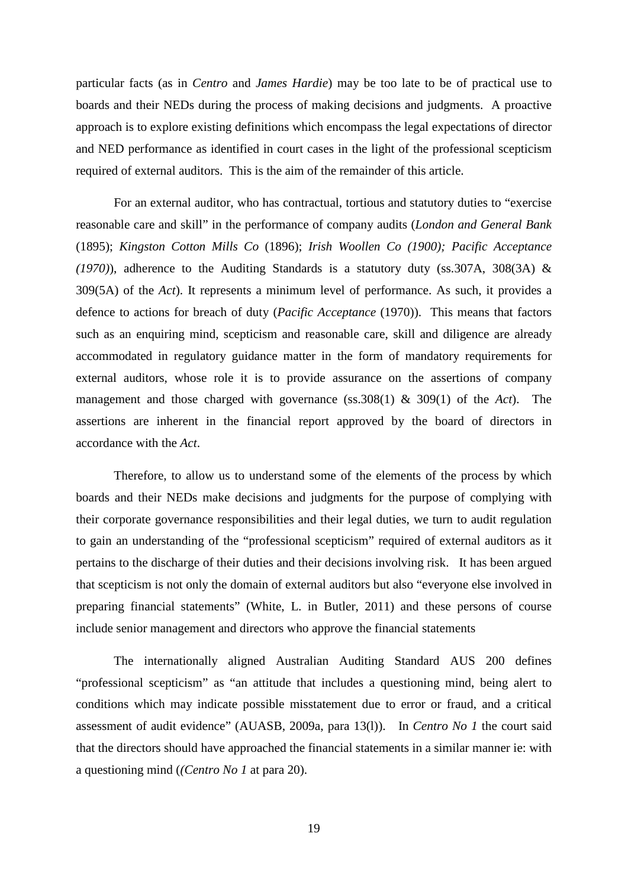particular facts (as in *Centro* and *James Hardie*) may be too late to be of practical use to boards and their NEDs during the process of making decisions and judgments. A proactive approach is to explore existing definitions which encompass the legal expectations of director and NED performance as identified in court cases in the light of the professional scepticism required of external auditors. This is the aim of the remainder of this article.

For an external auditor, who has contractual, tortious and statutory duties to "exercise reasonable care and skill" in the performance of company audits (*London and General Bank* (1895); *Kingston Cotton Mills Co* (1896); *Irish Woollen Co (1900); Pacific Acceptance (1970)*), adherence to the Auditing Standards is a statutory duty (ss.307A, 308(3A) & 309(5A) of the *Act*). It represents a minimum level of performance. As such, it provides a defence to actions for breach of duty (*Pacific Acceptance* (1970)). This means that factors such as an enquiring mind, scepticism and reasonable care, skill and diligence are already accommodated in regulatory guidance matter in the form of mandatory requirements for external auditors, whose role it is to provide assurance on the assertions of company management and those charged with governance (ss.308(1) & 309(1) of the *Act*). The assertions are inherent in the financial report approved by the board of directors in accordance with the *Act*.

Therefore, to allow us to understand some of the elements of the process by which boards and their NEDs make decisions and judgments for the purpose of complying with their corporate governance responsibilities and their legal duties, we turn to audit regulation to gain an understanding of the "professional scepticism" required of external auditors as it pertains to the discharge of their duties and their decisions involving risk. It has been argued that scepticism is not only the domain of external auditors but also "everyone else involved in preparing financial statements" (White, L. in Butler, 2011) and these persons of course include senior management and directors who approve the financial statements

The internationally aligned Australian Auditing Standard AUS 200 defines "professional scepticism" as "an attitude that includes a questioning mind, being alert to conditions which may indicate possible misstatement due to error or fraud, and a critical assessment of audit evidence" (AUASB, 2009a, para 13(l)). In *Centro No 1* the court said that the directors should have approached the financial statements in a similar manner ie: with a questioning mind ((*Centro No 1* at para 20).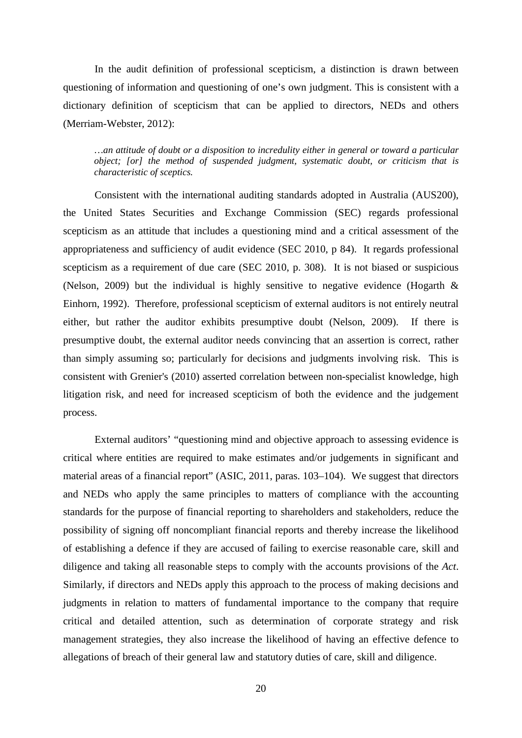In the audit definition of professional scepticism, a distinction is drawn between questioning of information and questioning of one's own judgment. This is consistent with a dictionary definition of scepticism that can be applied to directors, NEDs and others (Merriam-Webster, 2012):

> *…an attitude of doubt or a disposition to incredulity either in general or toward a particular object; [or] the method of suspended judgment, systematic doubt, or criticism that is characteristic of sceptics.*

Consistent with the international auditing standards adopted in Australia (AUS200), the United States Securities and Exchange Commission (SEC) regards professional scepticism as an attitude that includes a questioning mind and a critical assessment of the appropriateness and sufficiency of audit evidence (SEC 2010, p 84). It regards professional scepticism as a requirement of due care (SEC 2010, p. 308). It is not biased or suspicious (Nelson, 2009) but the individual is highly sensitive to negative evidence (Hogarth & Einhorn, 1992). Therefore, professional scepticism of external auditors is not entirely neutral either, but rather the auditor exhibits presumptive doubt (Nelson, 2009). If there is presumptive doubt, the external auditor needs convincing that an assertion is correct, rather than simply assuming so; particularly for decisions and judgments involving risk. This is consistent with Grenier's (2010) asserted correlation between non-specialist knowledge, high litigation risk, and need for increased scepticism of both the evidence and the judgement process.

External auditors' "questioning mind and objective approach to assessing evidence is critical where entities are required to make estimates and/or judgements in significant and material areas of a financial report" (ASIC, 2011, paras. 103–104). We suggest that directors and NEDs who apply the same principles to matters of compliance with the accounting standards for the purpose of financial reporting to shareholders and stakeholders, reduce the possibility of signing off noncompliant financial reports and thereby increase the likelihood of establishing a defence if they are accused of failing to exercise reasonable care, skill and diligence and taking all reasonable steps to comply with the accounts provisions of the *Act*. Similarly, if directors and NEDs apply this approach to the process of making decisions and judgments in relation to matters of fundamental importance to the company that require critical and detailed attention, such as determination of corporate strategy and risk management strategies, they also increase the likelihood of having an effective defence to allegations of breach of their general law and statutory duties of care, skill and diligence.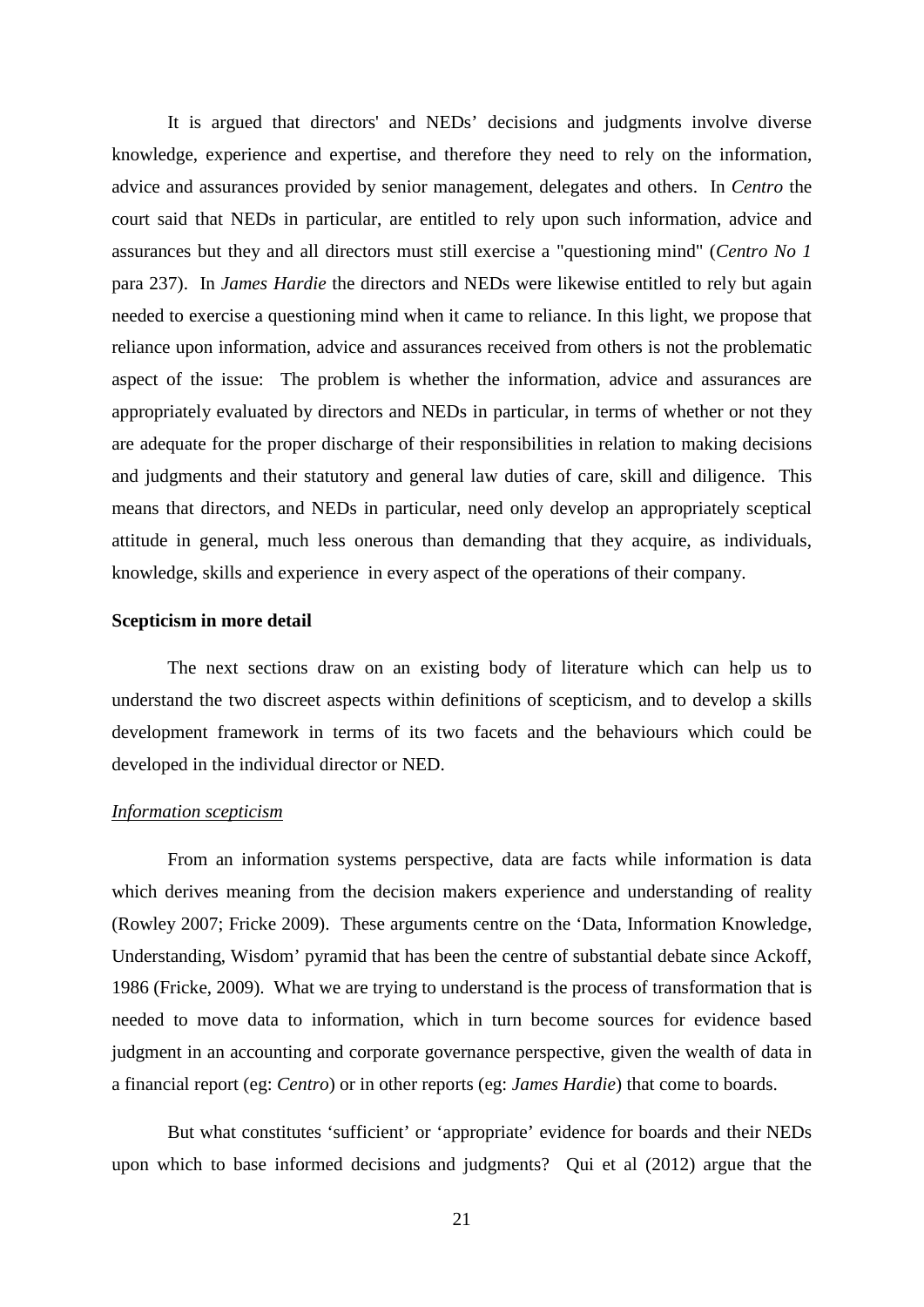It is argued that directors' and NEDs' decisions and judgments involve diverse knowledge, experience and expertise, and therefore they need to rely on the information, advice and assurances provided by senior management, delegates and others. In *Centro* the court said that NEDs in particular, are entitled to rely upon such information, advice and assurances but they and all directors must still exercise a "questioning mind" (*Centro No 1* para 237). In *James Hardie* the directors and NEDs were likewise entitled to rely but again needed to exercise a questioning mind when it came to reliance. In this light, we propose that reliance upon information, advice and assurances received from others is not the problematic aspect of the issue: The problem is whether the information, advice and assurances are appropriately evaluated by directors and NEDs in particular, in terms of whether or not they are adequate for the proper discharge of their responsibilities in relation to making decisions and judgments and their statutory and general law duties of care, skill and diligence. This means that directors, and NEDs in particular, need only develop an appropriately sceptical attitude in general, much less onerous than demanding that they acquire, as individuals, knowledge, skills and experience in every aspect of the operations of their company.

**Scepticism in more detail**

The next sections draw on an existing body of literature which can help us to understand the two discreet aspects within definitions of scepticism, and to develop a skills development framework in terms of its two facets and the behaviours which could be developed in the individual director or NED.

*Information scepticism*

From an information systems perspective, data are facts while information is data which derives meaning from the decision makers experience and understanding of reality (Rowley 2007; Fricke 2009). These arguments centre on the 'Data, Information Knowledge, Understanding, Wisdom' pyramid that has been the centre of substantial debate since Ackoff, 1986 (Fricke, 2009). What we are trying to understand is the process of transformation that is needed to move data to information, which in turn become sources for evidence based judgment in an accounting and corporate governance perspective, given the wealth of data in a financial report (eg: *Centro*) or in other reports (eg: *James Hardie*) that come to boards.

But what constitutes 'sufficient' or 'appropriate' evidence for boards and their NEDs upon which to base informed decisions and judgments? Qui et al (2012) argue that the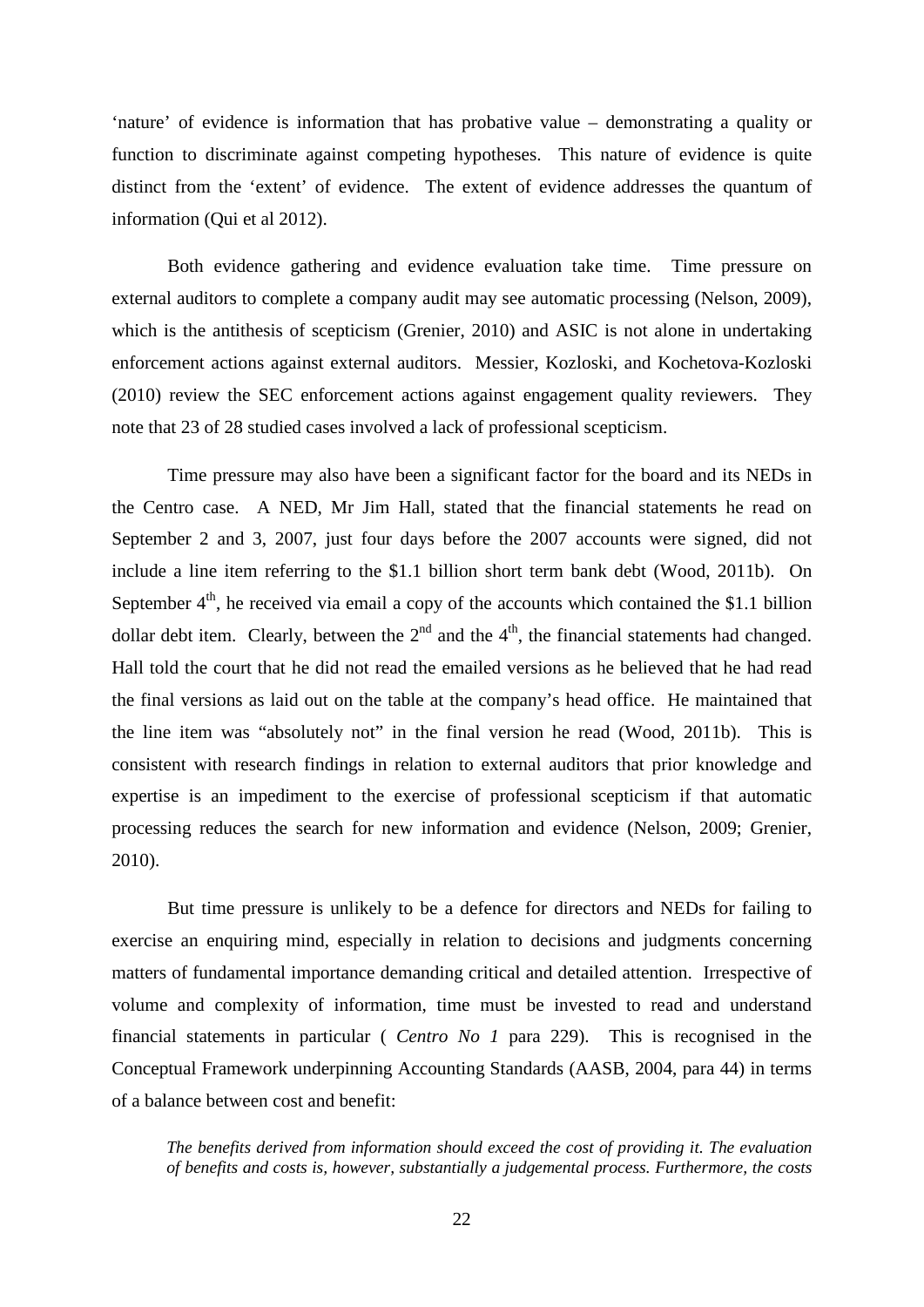'nature' of evidence is information that has probative value – demonstrating a quality or function to discriminate against competing hypotheses. This nature of evidence is quite distinct from the 'extent' of evidence. The extent of evidence addresses the quantum of information (Qui et al 2012).

Both evidence gathering and evidence evaluation take time. Time pressure on external auditors to complete a company audit may see automatic processing (Nelson, 2009), which is the antithesis of scepticism (Grenier, 2010) and ASIC is not alone in undertaking enforcement actions against external auditors. Messier, Kozloski, and Kochetova-Kozloski (2010) review the SEC enforcement actions against engagement quality reviewers. They note that 23 of 28 studied cases involved a lack of professional scepticism.

Time pressure may also have been a significant factor for the board and its NEDs in the Centro case. A NED, Mr Jim Hall, stated that the financial statements he read on September 2 and 3, 2007, just four days before the 2007 accounts were signed, did not include a line item referring to the $1.1 billion short term bank debt (Wood, 2011b). On September 4th, he received via email a copy of the accounts which contained the $1.1 billion dollar debt item. Clearly, between the 2nd and the 4th, the financial statements had changed. Hall told the court that he did not read the emailed versions as he believed that he had read the final versions as laid out on the table at the company's head office. He maintained that the line item was "absolutely not" in the final version he read (Wood, 2011b). This is consistent with research findings in relation to external auditors that prior knowledge and expertise is an impediment to the exercise of professional scepticism if that automatic processing reduces the search for new information and evidence (Nelson, 2009; Grenier, 2010).

But time pressure is unlikely to be a defence for directors and NEDs for failing to exercise an enquiring mind, especially in relation to decisions and judgments concerning matters of fundamental importance demanding critical and detailed attention. Irrespective of volume and complexity of information, time must be invested to read and understand financial statements in particular ( *Centro No 1* para 229). This is recognised in the Conceptual Framework underpinning Accounting Standards (AASB, 2004, para 44) in terms of a balance between cost and benefit:

> *The benefits derived from information should exceed the cost of providing it. The evaluation of benefits and costs is, however, substantially a judgemental process. Furthermore, the costs*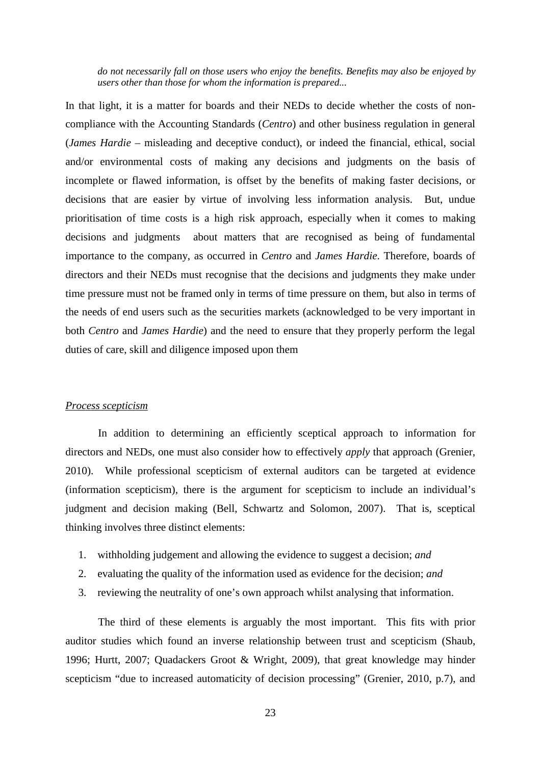*do not necessarily fall on those users who enjoy the benefits. Benefits may also be enjoyed by users other than those for whom the information is prepared...*

In that light, it is a matter for boards and their NEDs to decide whether the costs of non-compliance with the Accounting Standards (*Centro*) and other business regulation in general (*James Hardie* – misleading and deceptive conduct), or indeed the financial, ethical, social and/or environmental costs of making any decisions and judgments on the basis of incomplete or flawed information, is offset by the benefits of making faster decisions, or decisions that are easier by virtue of involving less information analysis. But, undue prioritisation of time costs is a high risk approach, especially when it comes to making decisions and judgments about matters that are recognised as being of fundamental importance to the company, as occurred in *Centro* and *James Hardie*. Therefore, boards of directors and their NEDs must recognise that the decisions and judgments they make under time pressure must not be framed only in terms of time pressure on them, but also in terms of the needs of end users such as the securities markets (acknowledged to be very important in both *Centro* and *James Hardie*) and the need to ensure that they properly perform the legal duties of care, skill and diligence imposed upon them

<u>*Process scepticism*</u>

In addition to determining an efficiently sceptical approach to information for directors and NEDs, one must also consider how to effectively *apply* that approach (Grenier, 2010). While professional scepticism of external auditors can be targeted at evidence (information scepticism), there is the argument for scepticism to include an individual's judgment and decision making (Bell, Schwartz and Solomon, 2007). That is, sceptical thinking involves three distinct elements:

1. withholding judgement and allowing the evidence to suggest a decision; *and*
2. evaluating the quality of the information used as evidence for the decision; *and*
3. reviewing the neutrality of one's own approach whilst analysing that information.

The third of these elements is arguably the most important. This fits with prior auditor studies which found an inverse relationship between trust and scepticism (Shaub, 1996; Hurtt, 2007; Quadackers Groot & Wright, 2009), that great knowledge may hinder scepticism "due to increased automaticity of decision processing" (Grenier, 2010, p.7), and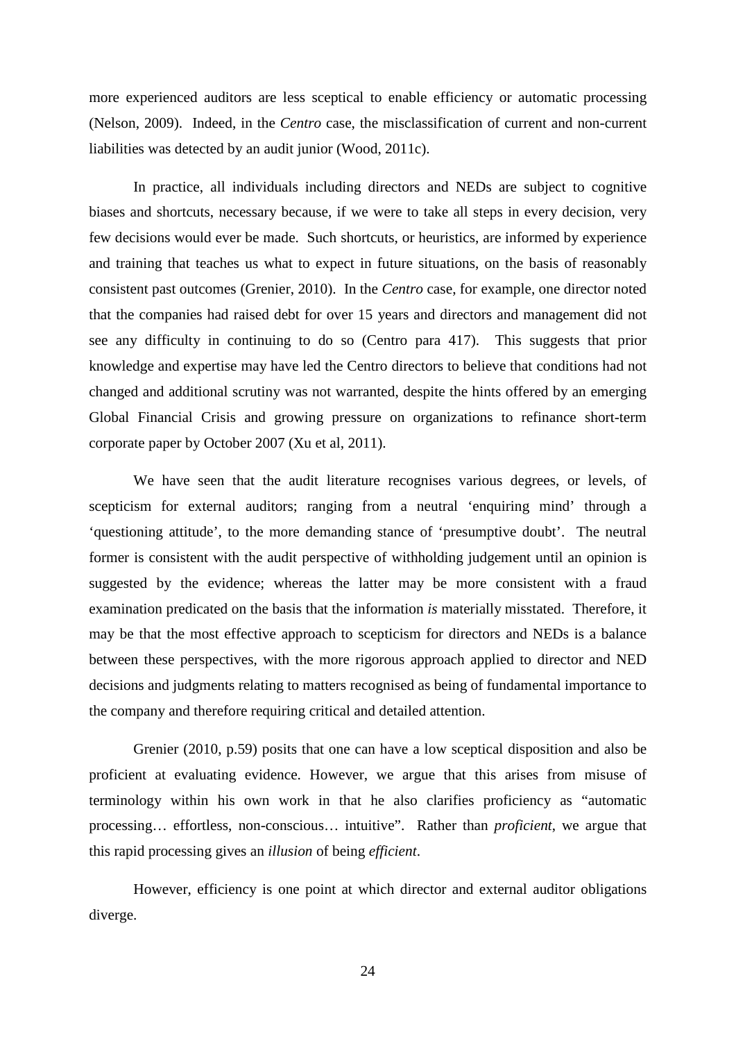more experienced auditors are less sceptical to enable efficiency or automatic processing (Nelson, 2009). Indeed, in the *Centro* case, the misclassification of current and non-current liabilities was detected by an audit junior (Wood, 2011c).

In practice, all individuals including directors and NEDs are subject to cognitive biases and shortcuts, necessary because, if we were to take all steps in every decision, very few decisions would ever be made. Such shortcuts, or heuristics, are informed by experience and training that teaches us what to expect in future situations, on the basis of reasonably consistent past outcomes (Grenier, 2010). In the *Centro* case, for example, one director noted that the companies had raised debt for over 15 years and directors and management did not see any difficulty in continuing to do so (Centro para 417). This suggests that prior knowledge and expertise may have led the Centro directors to believe that conditions had not changed and additional scrutiny was not warranted, despite the hints offered by an emerging Global Financial Crisis and growing pressure on organizations to refinance short-term corporate paper by October 2007 (Xu et al, 2011).

We have seen that the audit literature recognises various degrees, or levels, of scepticism for external auditors; ranging from a neutral 'enquiring mind' through a 'questioning attitude', to the more demanding stance of 'presumptive doubt'. The neutral former is consistent with the audit perspective of withholding judgement until an opinion is suggested by the evidence; whereas the latter may be more consistent with a fraud examination predicated on the basis that the information *is* materially misstated. Therefore, it may be that the most effective approach to scepticism for directors and NEDs is a balance between these perspectives, with the more rigorous approach applied to director and NED decisions and judgments relating to matters recognised as being of fundamental importance to the company and therefore requiring critical and detailed attention.

Grenier (2010, p.59) posits that one can have a low sceptical disposition and also be proficient at evaluating evidence. However, we argue that this arises from misuse of terminology within his own work in that he also clarifies proficiency as "automatic processing… effortless, non-conscious… intuitive". Rather than *proficient*, we argue that this rapid processing gives an *illusion* of being *efficient*.

However, efficiency is one point at which director and external auditor obligations diverge.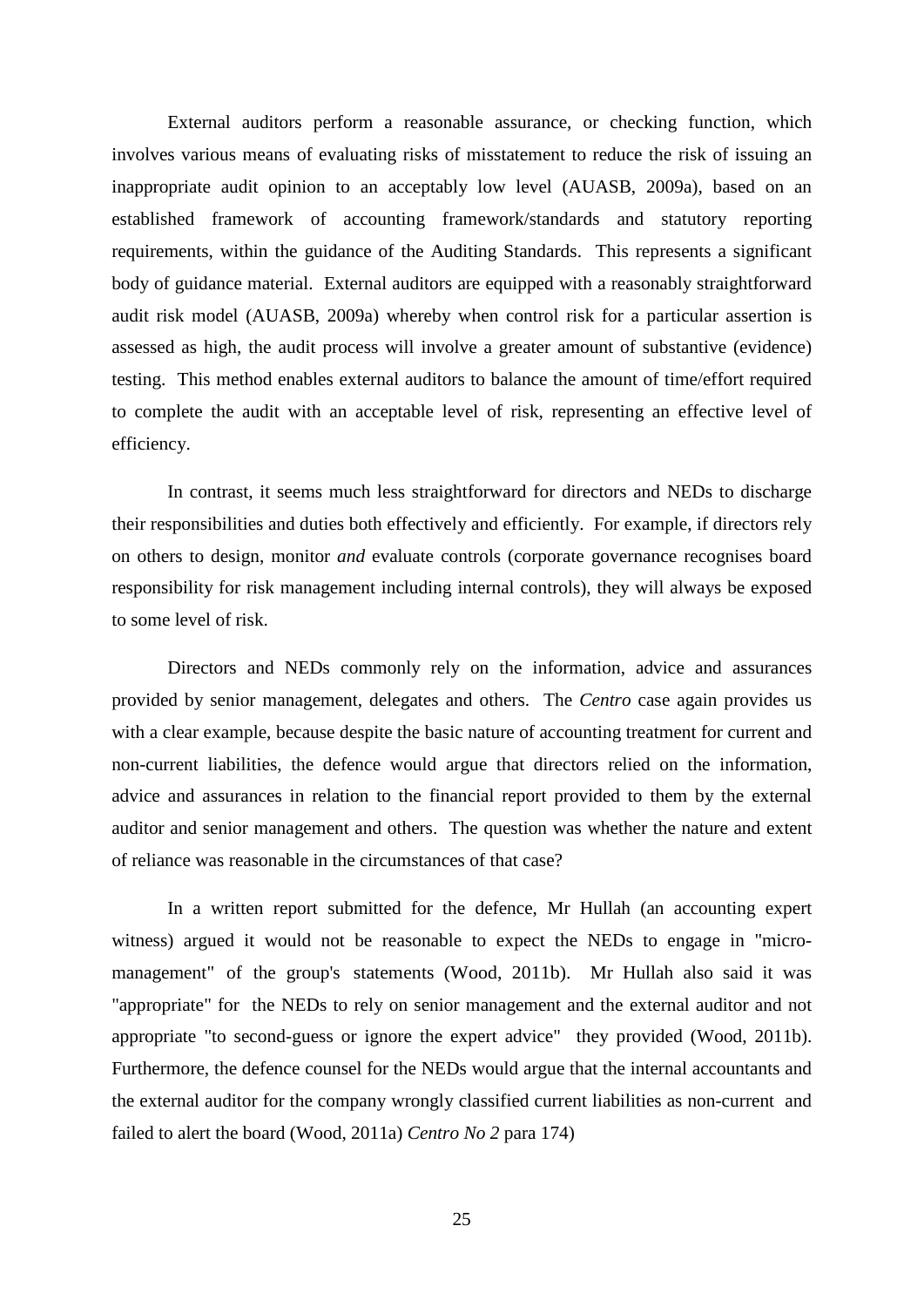External auditors perform a reasonable assurance, or checking function, which involves various means of evaluating risks of misstatement to reduce the risk of issuing an inappropriate audit opinion to an acceptably low level (AUASB, 2009a), based on an established framework of accounting framework/standards and statutory reporting requirements, within the guidance of the Auditing Standards. This represents a significant body of guidance material. External auditors are equipped with a reasonably straightforward audit risk model (AUASB, 2009a) whereby when control risk for a particular assertion is assessed as high, the audit process will involve a greater amount of substantive (evidence) testing. This method enables external auditors to balance the amount of time/effort required to complete the audit with an acceptable level of risk, representing an effective level of efficiency.

In contrast, it seems much less straightforward for directors and NEDs to discharge their responsibilities and duties both effectively and efficiently. For example, if directors rely on others to design, monitor *and* evaluate controls (corporate governance recognises board responsibility for risk management including internal controls), they will always be exposed to some level of risk.

Directors and NEDs commonly rely on the information, advice and assurances provided by senior management, delegates and others. The *Centro* case again provides us with a clear example, because despite the basic nature of accounting treatment for current and non-current liabilities, the defence would argue that directors relied on the information, advice and assurances in relation to the financial report provided to them by the external auditor and senior management and others. The question was whether the nature and extent of reliance was reasonable in the circumstances of that case?

In a written report submitted for the defence, Mr Hullah (an accounting expert witness) argued it would not be reasonable to expect the NEDs to engage in "micro-management" of the group's statements (Wood, 2011b). Mr Hullah also said it was "appropriate" for the NEDs to rely on senior management and the external auditor and not appropriate "to second-guess or ignore the expert advice" they provided (Wood, 2011b). Furthermore, the defence counsel for the NEDs would argue that the internal accountants and the external auditor for the company wrongly classified current liabilities as non-current and failed to alert the board (Wood, 2011a) *Centro No 2* para 174)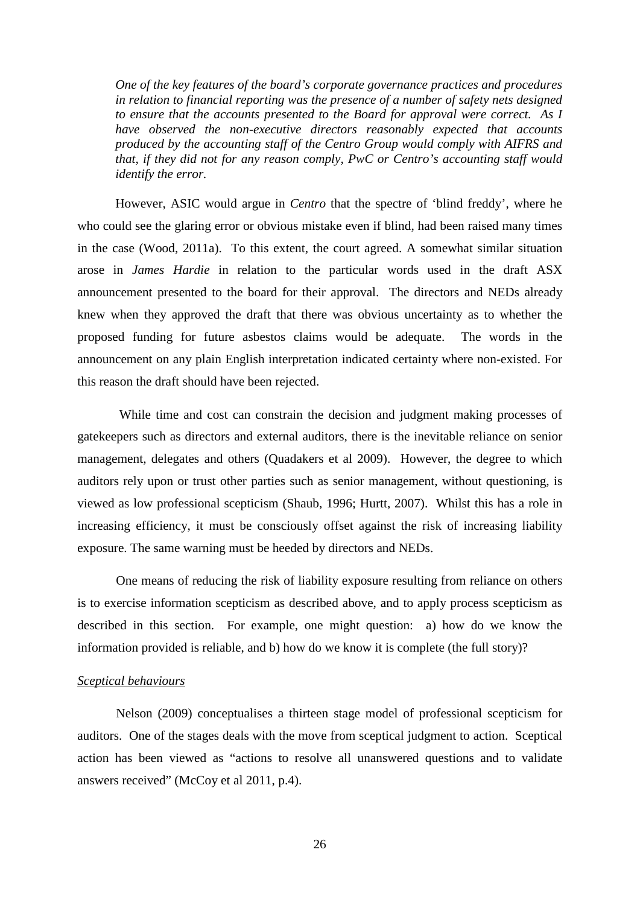> *One of the key features of the board's corporate governance practices and procedures in relation to financial reporting was the presence of a number of safety nets designed to ensure that the accounts presented to the Board for approval were correct. As I have observed the non-executive directors reasonably expected that accounts produced by the accounting staff of the Centro Group would comply with AIFRS and that, if they did not for any reason comply, PwC or Centro's accounting staff would identify the error.*

However, ASIC would argue in *Centro* that the spectre of 'blind freddy', where he who could see the glaring error or obvious mistake even if blind, had been raised many times in the case (Wood, 2011a). To this extent, the court agreed. A somewhat similar situation arose in *James Hardie* in relation to the particular words used in the draft ASX announcement presented to the board for their approval. The directors and NEDs already knew when they approved the draft that there was obvious uncertainty as to whether the proposed funding for future asbestos claims would be adequate. The words in the announcement on any plain English interpretation indicated certainty where non-existed. For this reason the draft should have been rejected.

While time and cost can constrain the decision and judgment making processes of gatekeepers such as directors and external auditors, there is the inevitable reliance on senior management, delegates and others (Quadakers et al 2009). However, the degree to which auditors rely upon or trust other parties such as senior management, without questioning, is viewed as low professional scepticism (Shaub, 1996; Hurtt, 2007). Whilst this has a role in increasing efficiency, it must be consciously offset against the risk of increasing liability exposure. The same warning must be heeded by directors and NEDs.

One means of reducing the risk of liability exposure resulting from reliance on others is to exercise information scepticism as described above, and to apply process scepticism as described in this section. For example, one might question: a) how do we know the information provided is reliable, and b) how do we know it is complete (the full story)?

<u>*Sceptical behaviours*</u>

Nelson (2009) conceptualises a thirteen stage model of professional scepticism for auditors. One of the stages deals with the move from sceptical judgment to action. Sceptical action has been viewed as "actions to resolve all unanswered questions and to validate answers received" (McCoy et al 2011, p.4).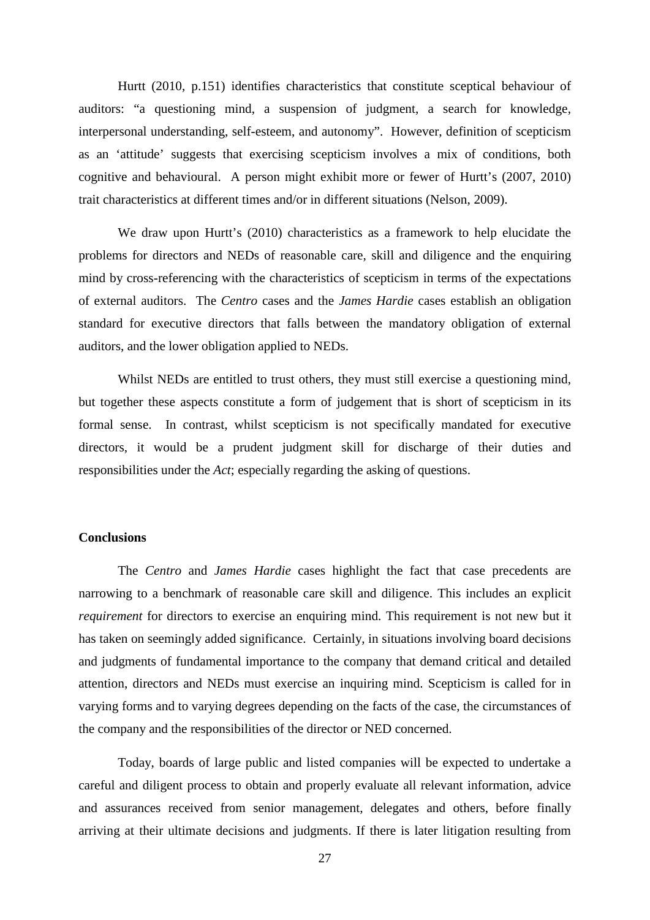Hurtt (2010, p.151) identifies characteristics that constitute sceptical behaviour of auditors: "a questioning mind, a suspension of judgment, a search for knowledge, interpersonal understanding, self-esteem, and autonomy". However, definition of scepticism as an 'attitude' suggests that exercising scepticism involves a mix of conditions, both cognitive and behavioural. A person might exhibit more or fewer of Hurtt's (2007, 2010) trait characteristics at different times and/or in different situations (Nelson, 2009).

We draw upon Hurtt's (2010) characteristics as a framework to help elucidate the problems for directors and NEDs of reasonable care, skill and diligence and the enquiring mind by cross-referencing with the characteristics of scepticism in terms of the expectations of external auditors. The *Centro* cases and the *James Hardie* cases establish an obligation standard for executive directors that falls between the mandatory obligation of external auditors, and the lower obligation applied to NEDs.

Whilst NEDs are entitled to trust others, they must still exercise a questioning mind, but together these aspects constitute a form of judgement that is short of scepticism in its formal sense. In contrast, whilst scepticism is not specifically mandated for executive directors, it would be a prudent judgment skill for discharge of their duties and responsibilities under the *Act*; especially regarding the asking of questions.

**Conclusions**

The *Centro* and *James Hardie* cases highlight the fact that case precedents are narrowing to a benchmark of reasonable care skill and diligence. This includes an explicit *requirement* for directors to exercise an enquiring mind. This requirement is not new but it has taken on seemingly added significance. Certainly, in situations involving board decisions and judgments of fundamental importance to the company that demand critical and detailed attention, directors and NEDs must exercise an inquiring mind. Scepticism is called for in varying forms and to varying degrees depending on the facts of the case, the circumstances of the company and the responsibilities of the director or NED concerned.

Today, boards of large public and listed companies will be expected to undertake a careful and diligent process to obtain and properly evaluate all relevant information, advice and assurances received from senior management, delegates and others, before finally arriving at their ultimate decisions and judgments. If there is later litigation resulting from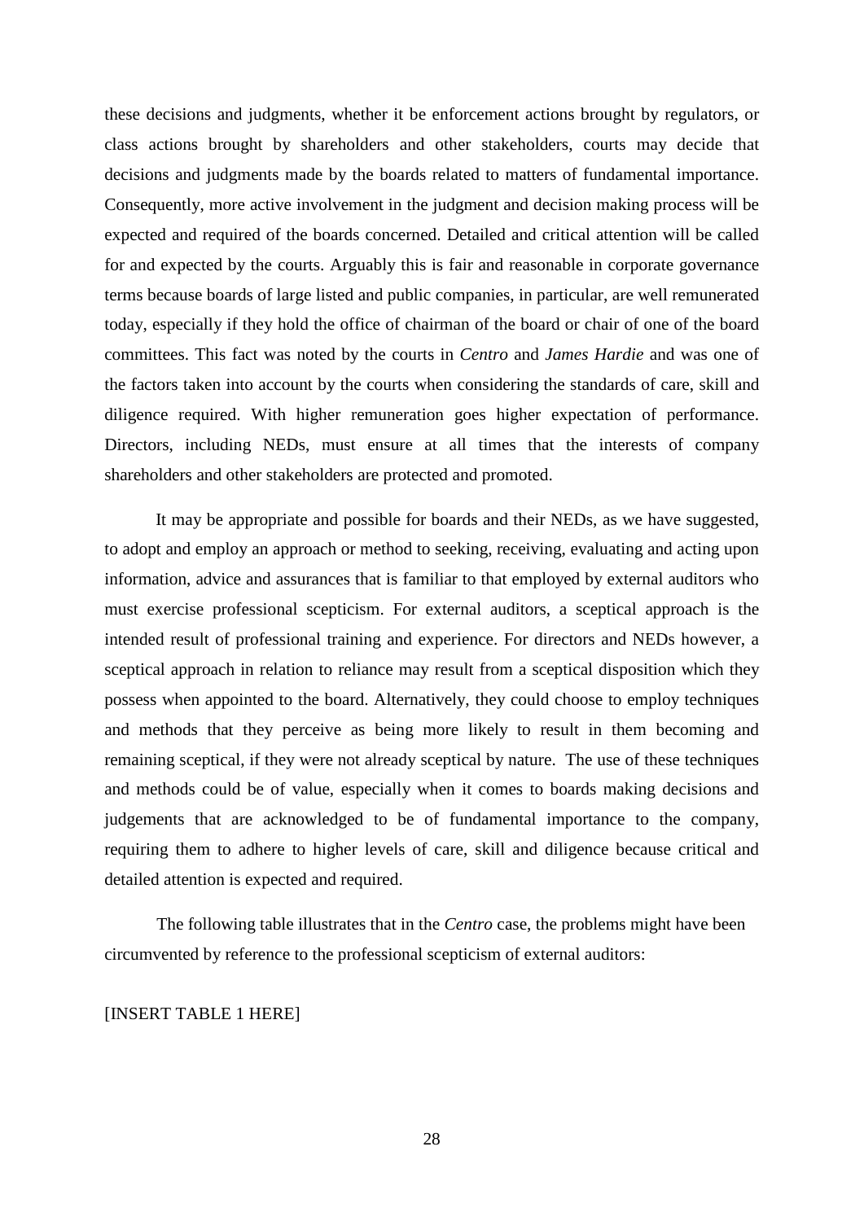these decisions and judgments, whether it be enforcement actions brought by regulators, or class actions brought by shareholders and other stakeholders, courts may decide that decisions and judgments made by the boards related to matters of fundamental importance. Consequently, more active involvement in the judgment and decision making process will be expected and required of the boards concerned. Detailed and critical attention will be called for and expected by the courts. Arguably this is fair and reasonable in corporate governance terms because boards of large listed and public companies, in particular, are well remunerated today, especially if they hold the office of chairman of the board or chair of one of the board committees. This fact was noted by the courts in *Centro* and *James Hardie* and was one of the factors taken into account by the courts when considering the standards of care, skill and diligence required. With higher remuneration goes higher expectation of performance. Directors, including NEDs, must ensure at all times that the interests of company shareholders and other stakeholders are protected and promoted.

It may be appropriate and possible for boards and their NEDs, as we have suggested, to adopt and employ an approach or method to seeking, receiving, evaluating and acting upon information, advice and assurances that is familiar to that employed by external auditors who must exercise professional scepticism. For external auditors, a sceptical approach is the intended result of professional training and experience. For directors and NEDs however, a sceptical approach in relation to reliance may result from a sceptical disposition which they possess when appointed to the board. Alternatively, they could choose to employ techniques and methods that they perceive as being more likely to result in them becoming and remaining sceptical, if they were not already sceptical by nature. The use of these techniques and methods could be of value, especially when it comes to boards making decisions and judgements that are acknowledged to be of fundamental importance to the company, requiring them to adhere to higher levels of care, skill and diligence because critical and detailed attention is expected and required.

The following table illustrates that in the *Centro* case, the problems might have been circumvented by reference to the professional scepticism of external auditors:

[INSERT TABLE 1 HERE]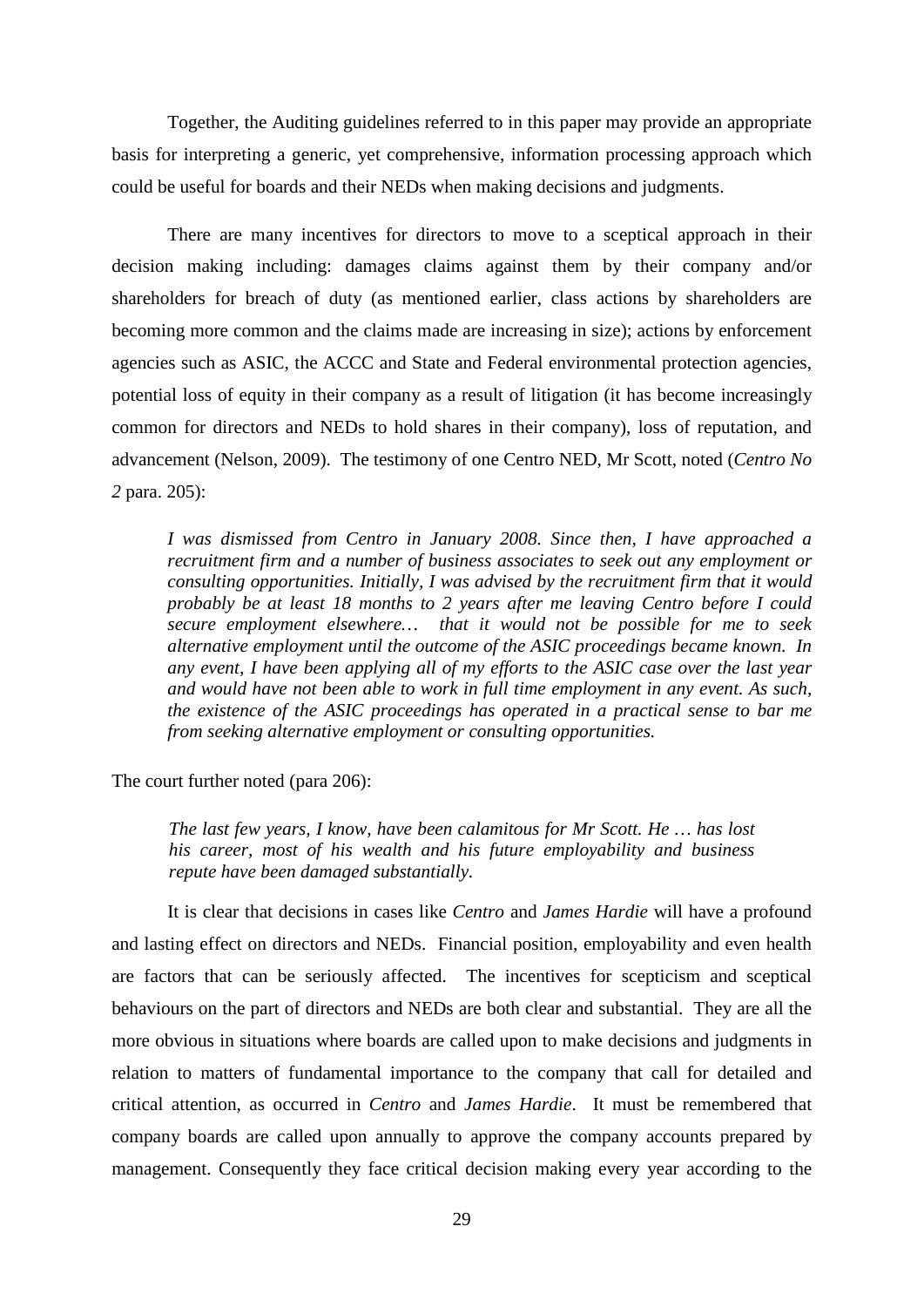Together, the Auditing guidelines referred to in this paper may provide an appropriate basis for interpreting a generic, yet comprehensive, information processing approach which could be useful for boards and their NEDs when making decisions and judgments.

There are many incentives for directors to move to a sceptical approach in their decision making including: damages claims against them by their company and/or shareholders for breach of duty (as mentioned earlier, class actions by shareholders are becoming more common and the claims made are increasing in size); actions by enforcement agencies such as ASIC, the ACCC and State and Federal environmental protection agencies, potential loss of equity in their company as a result of litigation (it has become increasingly common for directors and NEDs to hold shares in their company), loss of reputation, and advancement (Nelson, 2009). The testimony of one Centro NED, Mr Scott, noted (*Centro No 2* para. 205):

> *I was dismissed from Centro in January 2008. Since then, I have approached a recruitment firm and a number of business associates to seek out any employment or consulting opportunities. Initially, I was advised by the recruitment firm that it would probably be at least 18 months to 2 years after me leaving Centro before I could secure employment elsewhere… that it would not be possible for me to seek alternative employment until the outcome of the ASIC proceedings became known. In any event, I have been applying all of my efforts to the ASIC case over the last year and would have not been able to work in full time employment in any event. As such, the existence of the ASIC proceedings has operated in a practical sense to bar me from seeking alternative employment or consulting opportunities.*

The court further noted (para 206):

> *The last few years, I know, have been calamitous for Mr Scott. He … has lost his career, most of his wealth and his future employability and business repute have been damaged substantially.*

It is clear that decisions in cases like *Centro* and *James Hardie* will have a profound and lasting effect on directors and NEDs. Financial position, employability and even health are factors that can be seriously affected. The incentives for scepticism and sceptical behaviours on the part of directors and NEDs are both clear and substantial. They are all the more obvious in situations where boards are called upon to make decisions and judgments in relation to matters of fundamental importance to the company that call for detailed and critical attention, as occurred in *Centro* and *James Hardie*. It must be remembered that company boards are called upon annually to approve the company accounts prepared by management. Consequently they face critical decision making every year according to the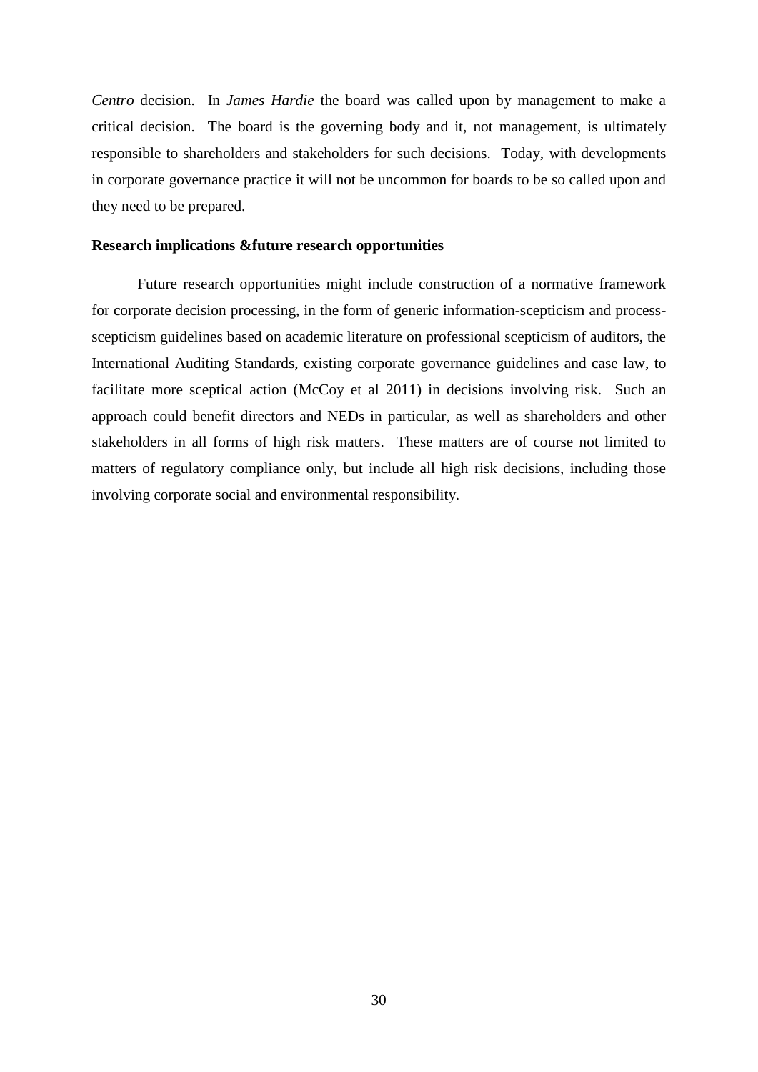*Centro* decision. In *James Hardie* the board was called upon by management to make a critical decision. The board is the governing body and it, not management, is ultimately responsible to shareholders and stakeholders for such decisions. Today, with developments in corporate governance practice it will not be uncommon for boards to be so called upon and they need to be prepared.

**Research implications &future research opportunities**

Future research opportunities might include construction of a normative framework for corporate decision processing, in the form of generic information-scepticism and process-scepticism guidelines based on academic literature on professional scepticism of auditors, the International Auditing Standards, existing corporate governance guidelines and case law, to facilitate more sceptical action (McCoy et al 2011) in decisions involving risk. Such an approach could benefit directors and NEDs in particular, as well as shareholders and other stakeholders in all forms of high risk matters. These matters are of course not limited to matters of regulatory compliance only, but include all high risk decisions, including those involving corporate social and environmental responsibility.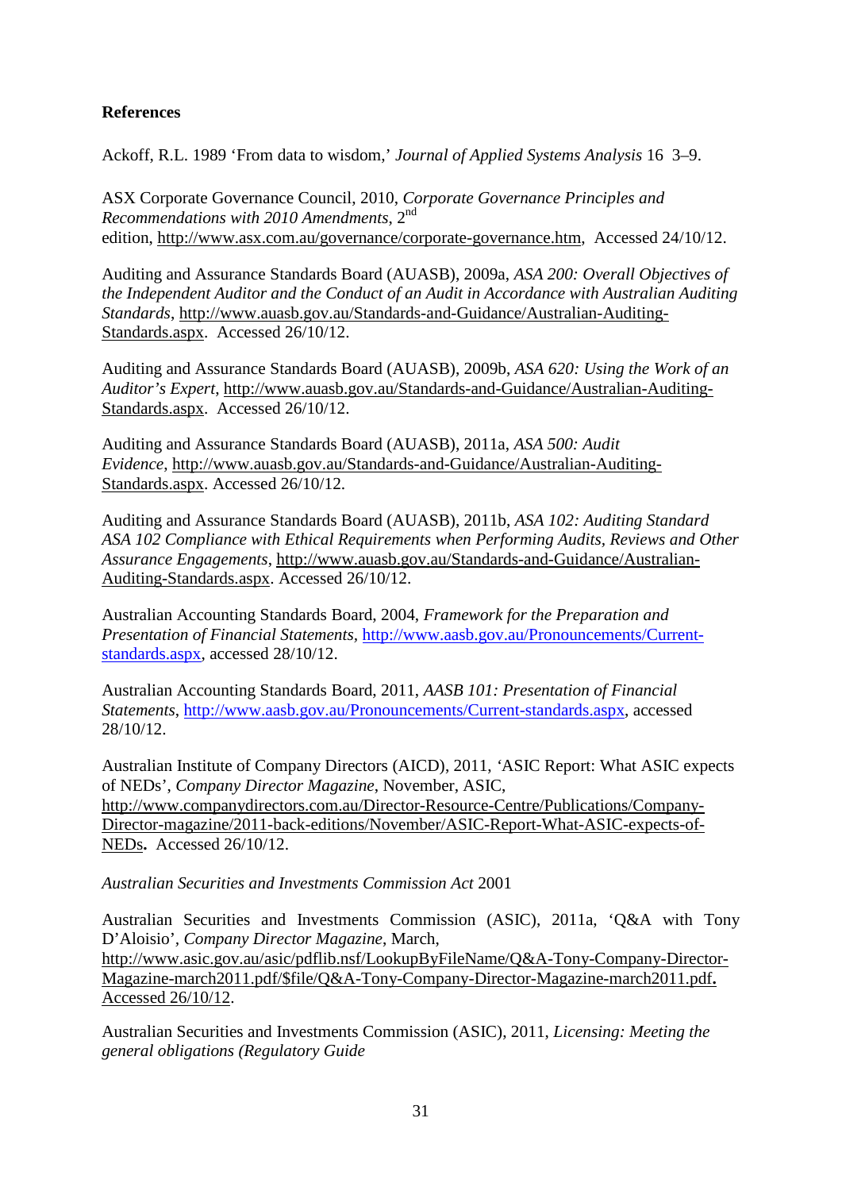**References**

Ackoff, R.L. 1989 'From data to wisdom,' *Journal of Applied Systems Analysis* 16 3–9.

ASX Corporate Governance Council, 2010, *Corporate Governance Principles and Recommendations with 2010 Amendments*, 2nd edition, http://www.asx.com.au/governance/corporate-governance.htm, Accessed 24/10/12.

Auditing and Assurance Standards Board (AUASB), 2009a, *ASA 200: Overall Objectives of the Independent Auditor and the Conduct of an Audit in Accordance with Australian Auditing Standards*, http://www.auasb.gov.au/Standards-and-Guidance/Australian-Auditing-Standards.aspx. Accessed 26/10/12.

Auditing and Assurance Standards Board (AUASB), 2009b, *ASA 620: Using the Work of an Auditor's Expert*, http://www.auasb.gov.au/Standards-and-Guidance/Australian-Auditing-Standards.aspx. Accessed 26/10/12.

Auditing and Assurance Standards Board (AUASB), 2011a, *ASA 500: Audit Evidence*, http://www.auasb.gov.au/Standards-and-Guidance/Australian-Auditing-Standards.aspx. Accessed 26/10/12.

Auditing and Assurance Standards Board (AUASB), 2011b, *ASA 102: Auditing Standard ASA 102 Compliance with Ethical Requirements when Performing Audits, Reviews and Other Assurance Engagements*, http://www.auasb.gov.au/Standards-and-Guidance/Australian-Auditing-Standards.aspx. Accessed 26/10/12.

Australian Accounting Standards Board, 2004, *Framework for the Preparation and Presentation of Financial Statements,* http://www.aasb.gov.au/Pronouncements/Current-standards.aspx, accessed 28/10/12.

Australian Accounting Standards Board, 2011, *AASB 101: Presentation of Financial Statements*, http://www.aasb.gov.au/Pronouncements/Current-standards.aspx, accessed 28/10/12.

Australian Institute of Company Directors (AICD), 2011, 'ASIC Report: What ASIC expects of NEDs', *Company Director Magazine*, November, ASIC, http://www.companydirectors.com.au/Director-Resource-Centre/Publications/Company-Director-magazine/2011-back-editions/November/ASIC-Report-What-ASIC-expects-of-NEDs**.** Accessed 26/10/12.

*Australian Securities and Investments Commission Act* 2001

Australian Securities and Investments Commission (ASIC), 2011a, 'Q&A with Tony D'Aloisio', *Company Director Magazine*, March, http://www.asic.gov.au/asic/pdflib.nsf/LookupByFileName/Q&A-Tony-Company-Director-Magazine-march2011.pdf/$file/Q&A-Tony-Company-Director-Magazine-march2011.pdf**.** Accessed 26/10/12.

Australian Securities and Investments Commission (ASIC), 2011, *Licensing: Meeting the general obligations (Regulatory Guide*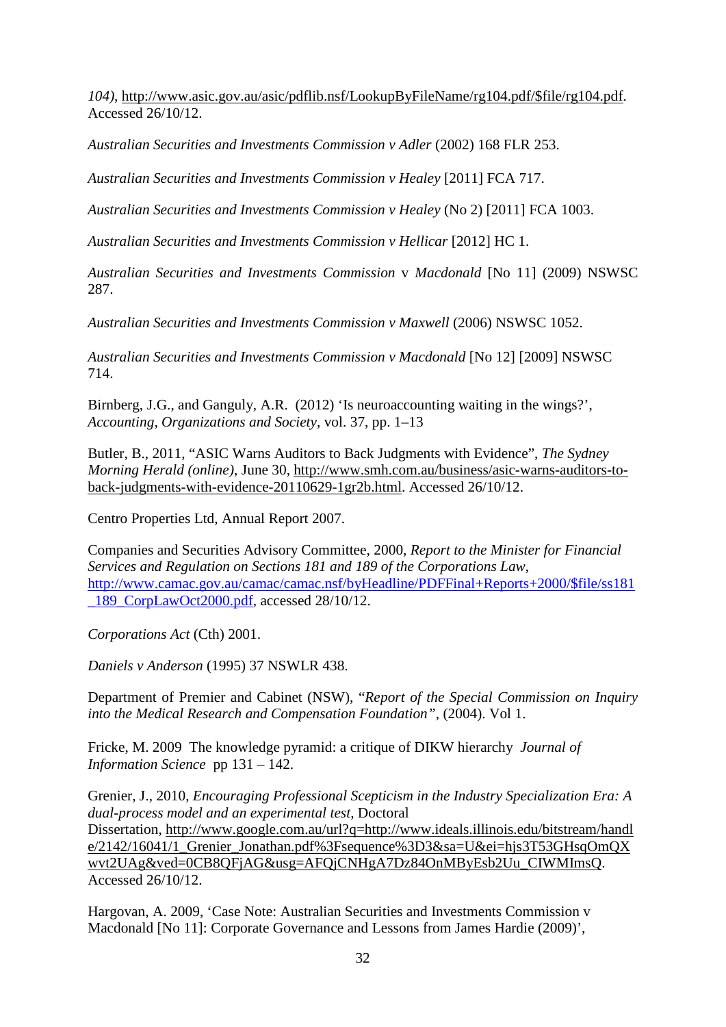*104)*, http://www.asic.gov.au/asic/pdflib.nsf/LookupByFileName/rg104.pdf/$file/rg104.pdf. Accessed 26/10/12.

*Australian Securities and Investments Commission v Adler* (2002) 168 FLR 253.

*Australian Securities and Investments Commission v Healey* [2011] FCA 717.

*Australian Securities and Investments Commission v Healey* (No 2) [2011] FCA 1003.

*Australian Securities and Investments Commission v Hellicar* [2012] HC 1.

*Australian Securities and Investments Commission* v *Macdonald* [No 11] (2009) NSWSC 287.

*Australian Securities and Investments Commission v Maxwell* (2006) NSWSC 1052.

*Australian Securities and Investments Commission v Macdonald* [No 12] [2009] NSWSC 714.

Birnberg, J.G., and Ganguly, A.R. (2012) 'Is neuroaccounting waiting in the wings?', *Accounting, Organizations and Society*, vol. 37, pp. 1–13

Butler, B., 2011, "ASIC Warns Auditors to Back Judgments with Evidence", *The Sydney Morning Herald (online)*, June 30, http://www.smh.com.au/business/asic-warns-auditors-to-back-judgments-with-evidence-20110629-1gr2b.html. Accessed 26/10/12.

Centro Properties Ltd, Annual Report 2007.

Companies and Securities Advisory Committee, 2000, *Report to the Minister for Financial Services and Regulation on Sections 181 and 189 of the Corporations Law*, http://www.camac.gov.au/camac/camac.nsf/byHeadline/PDFFinal+Reports+2000/$file/ss181_189_CorpLawOct2000.pdf, accessed 28/10/12.

*Corporations Act* (Cth) 2001.

*Daniels v Anderson* (1995) 37 NSWLR 438.

Department of Premier and Cabinet (NSW), "*Report of the Special Commission on Inquiry into the Medical Research and Compensation Foundation"*, (2004). Vol 1.

Fricke, M. 2009 The knowledge pyramid: a critique of DIKW hierarchy *Journal of Information Science* pp 131 – 142.

Grenier, J., 2010, *Encouraging Professional Scepticism in the Industry Specialization Era: A dual-process model and an experimental test*, Doctoral Dissertation, http://www.google.com.au/url?q=http://www.ideals.illinois.edu/bitstream/handle/2142/16041/1_Grenier_Jonathan.pdf%3Fsequence%3D3&sa=U&ei=hjs3T53GHsqOmQXwvt2UAg&ved=0CB8QFjAG&usg=AFQjCNHgA7Dz84OnMByEsb2Uu_CIWMImsQ. Accessed 26/10/12.

Hargovan, A. 2009, 'Case Note: Australian Securities and Investments Commission v Macdonald [No 11]: Corporate Governance and Lessons from James Hardie (2009)',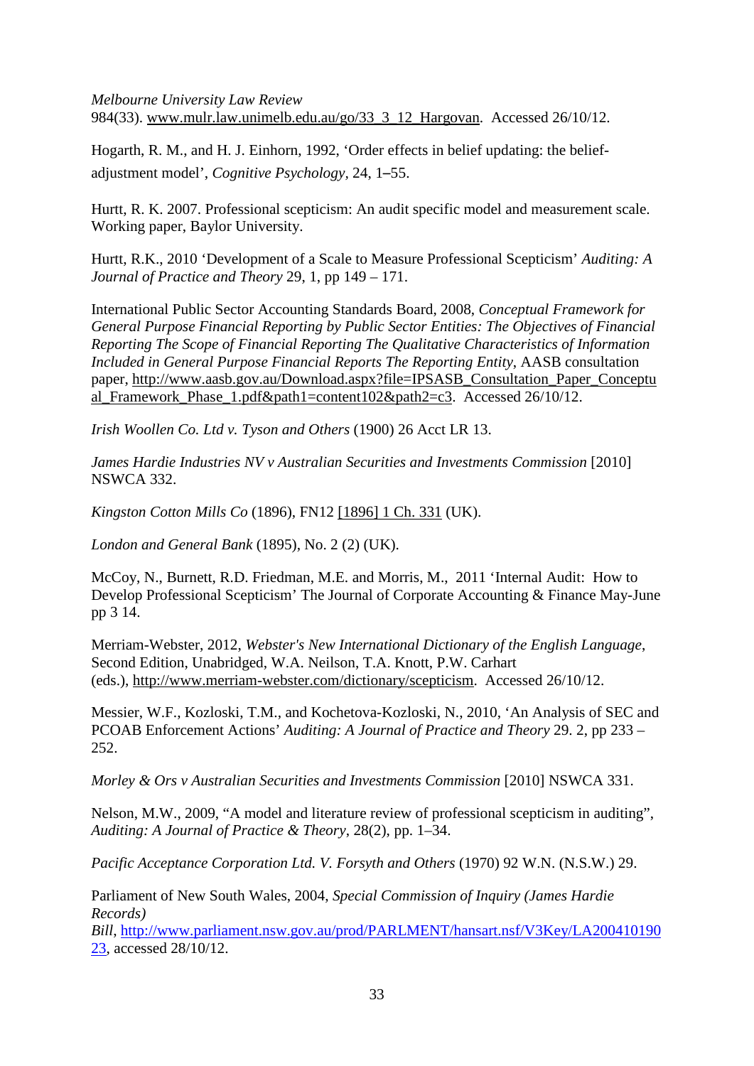*Melbourne University Law Review*
984(33). www.mulr.law.unimelb.edu.au/go/33_3_12_Hargovan. Accessed 26/10/12.

Hogarth, R. M., and H. J. Einhorn, 1992, 'Order effects in belief updating: the belief-adjustment model', *Cognitive Psychology*, 24, 1–55.

Hurtt, R. K. 2007. Professional scepticism: An audit specific model and measurement scale. Working paper, Baylor University.

Hurtt, R.K., 2010 'Development of a Scale to Measure Professional Scepticism' *Auditing: A Journal of Practice and Theory* 29, 1, pp 149 – 171.

International Public Sector Accounting Standards Board, 2008, *Conceptual Framework for General Purpose Financial Reporting by Public Sector Entities: The Objectives of Financial Reporting The Scope of Financial Reporting The Qualitative Characteristics of Information Included in General Purpose Financial Reports The Reporting Entity*, AASB consultation paper, http://www.aasb.gov.au/Download.aspx?file=IPSASB_Consultation_Paper_Conceptual_Framework_Phase_1.pdf&path1=content102&path2=c3. Accessed 26/10/12.

*Irish Woollen Co. Ltd v. Tyson and Others* (1900) 26 Acct LR 13.

*James Hardie Industries NV v Australian Securities and Investments Commission* [2010] NSWCA 332.

*Kingston Cotton Mills Co* (1896), FN12 [1896] 1 Ch. 331 (UK).

*London and General Bank* (1895), No. 2 (2) (UK).

McCoy, N., Burnett, R.D. Friedman, M.E. and Morris, M., 2011 'Internal Audit: How to Develop Professional Scepticism' The Journal of Corporate Accounting & Finance May-June pp 3 14.

Merriam-Webster, 2012, *Webster's New International Dictionary of the English Language*, Second Edition, Unabridged, W.A. Neilson, T.A. Knott, P.W. Carhart (eds.), http://www.merriam-webster.com/dictionary/scepticism. Accessed 26/10/12.

Messier, W.F., Kozloski, T.M., and Kochetova-Kozloski, N., 2010, 'An Analysis of SEC and PCOAB Enforcement Actions' *Auditing: A Journal of Practice and Theory* 29. 2, pp 233 – 252.

*Morley & Ors v Australian Securities and Investments Commission* [2010] NSWCA 331.

Nelson, M.W., 2009, "A model and literature review of professional scepticism in auditing", *Auditing: A Journal of Practice & Theory*, 28(2), pp. 1–34.

*Pacific Acceptance Corporation Ltd. V. Forsyth and Others* (1970) 92 W.N. (N.S.W.) 29.

Parliament of New South Wales, 2004, *Special Commission of Inquiry (James Hardie Records)*
*Bill*, http://www.parliament.nsw.gov.au/prod/PARLMENT/hansart.nsf/V3Key/LA20041019023, accessed 28/10/12.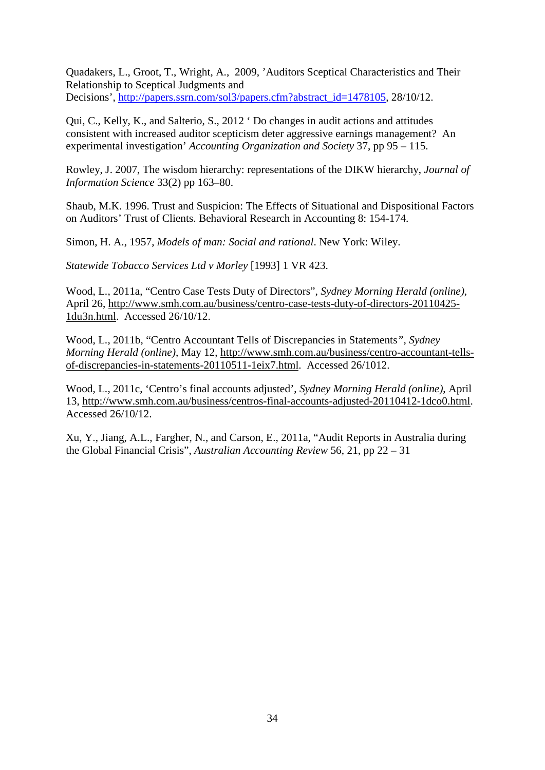Quadakers, L., Groot, T., Wright, A., 2009, 'Auditors Sceptical Characteristics and Their Relationship to Sceptical Judgments and Decisions', http://papers.ssrn.com/sol3/papers.cfm?abstract_id=1478105, 28/10/12.

Qui, C., Kelly, K., and Salterio, S., 2012 ' Do changes in audit actions and attitudes consistent with increased auditor scepticism deter aggressive earnings management? An experimental investigation' *Accounting Organization and Society* 37, pp 95 – 115.

Rowley, J. 2007, The wisdom hierarchy: representations of the DIKW hierarchy, *Journal of Information Science* 33(2) pp 163–80.

Shaub, M.K. 1996. Trust and Suspicion: The Effects of Situational and Dispositional Factors on Auditors' Trust of Clients. Behavioral Research in Accounting 8: 154-174.

Simon, H. A., 1957, *Models of man: Social and rational*. New York: Wiley.

*Statewide Tobacco Services Ltd v Morley* [1993] 1 VR 423.

Wood, L., 2011a, "Centro Case Tests Duty of Directors", *Sydney Morning Herald (online)*, April 26, http://www.smh.com.au/business/centro-case-tests-duty-of-directors-20110425-1du3n.html. Accessed 26/10/12.

Wood, L., 2011b, "Centro Accountant Tells of Discrepancies in Statements", *Sydney Morning Herald (online)*, May 12, http://www.smh.com.au/business/centro-accountant-tells-of-discrepancies-in-statements-20110511-1eix7.html. Accessed 26/1012.

Wood, L., 2011c, 'Centro's final accounts adjusted', *Sydney Morning Herald (online)*, April 13, http://www.smh.com.au/business/centros-final-accounts-adjusted-20110412-1dco0.html. Accessed 26/10/12.

Xu, Y., Jiang, A.L., Fargher, N., and Carson, E., 2011a, "Audit Reports in Australia during the Global Financial Crisis", *Australian Accounting Review* 56, 21, pp 22 – 31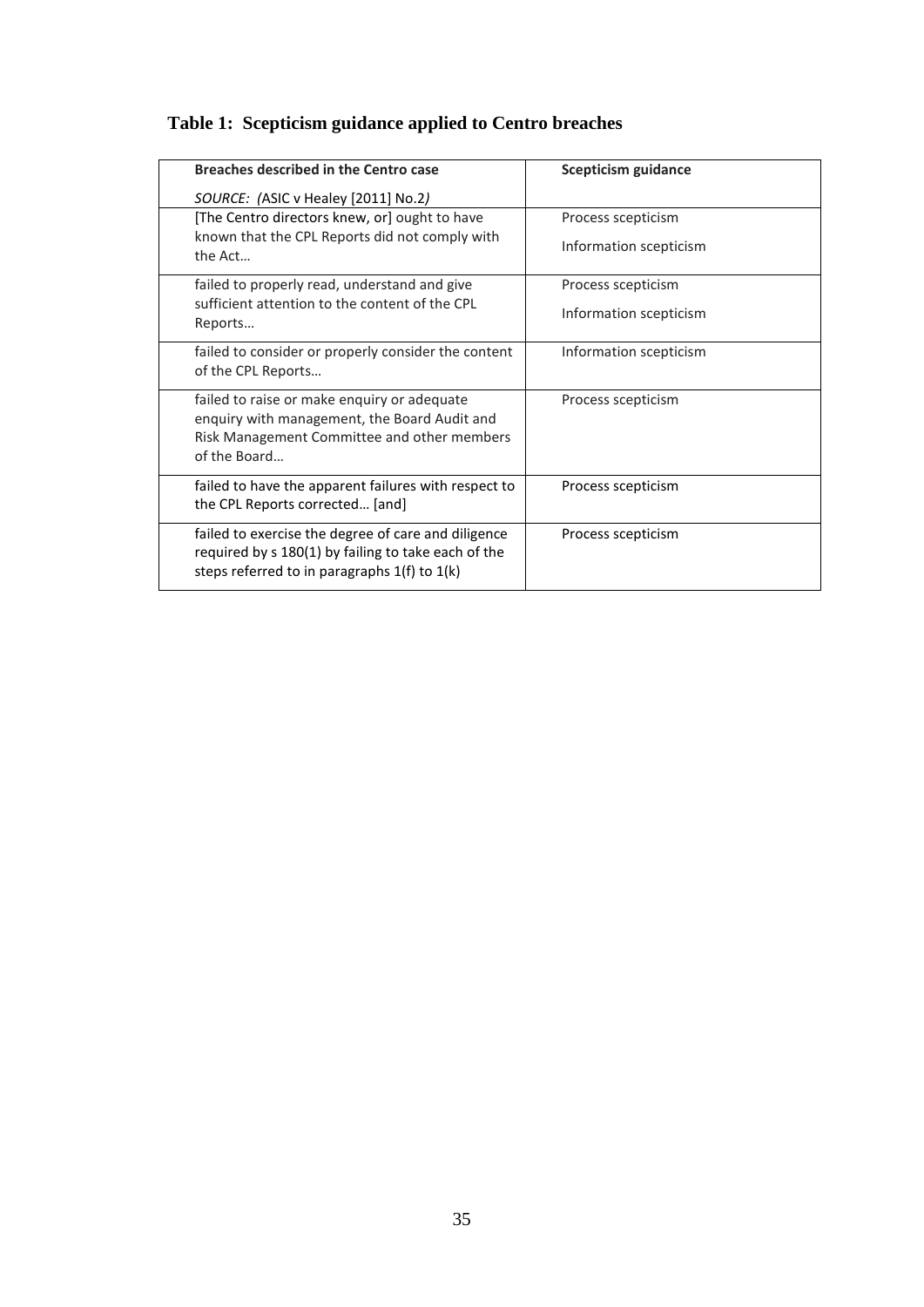**Table 1: Scepticism guidance applied to Centro breaches**

| **Breaches described in the Centro case**<br>*SOURCE: (*ASIC v Healey [2011] No.2*)* | **Scepticism guidance** |
|---|---|
| [The Centro directors knew, or] ought to have known that the CPL Reports did not comply with the Act… | Process scepticism<br>Information scepticism |
| failed to properly read, understand and give sufficient attention to the content of the CPL Reports… | Process scepticism<br>Information scepticism |
| failed to consider or properly consider the content of the CPL Reports… | Information scepticism |
| failed to raise or make enquiry or adequate enquiry with management, the Board Audit and Risk Management Committee and other members of the Board… | Process scepticism |
| failed to have the apparent failures with respect to the CPL Reports corrected… [and] | Process scepticism |
| failed to exercise the degree of care and diligence required by s 180(1) by failing to take each of the steps referred to in paragraphs 1(f) to 1(k) | Process scepticism |